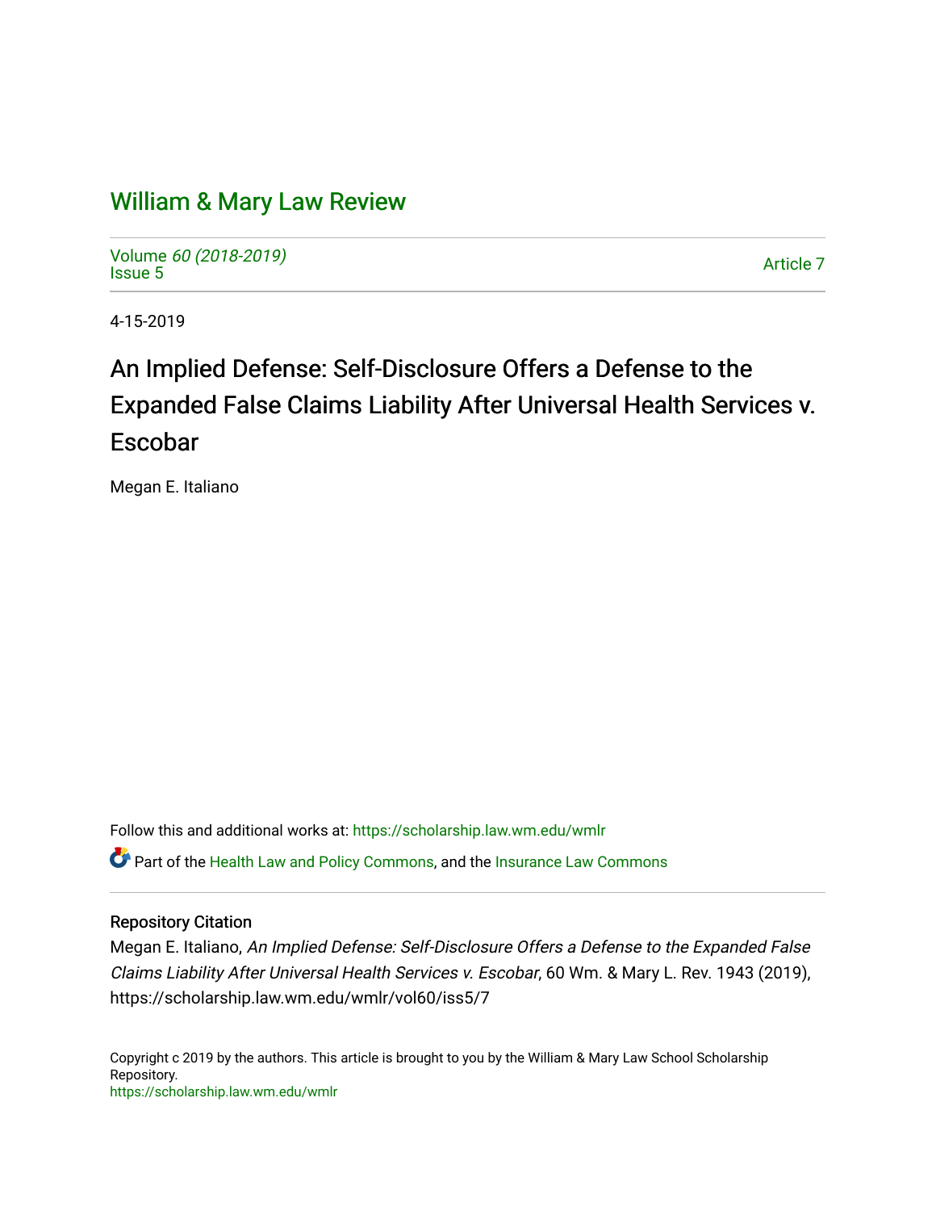# William & Mary Law Review

Volume 60 (2018-2019)
Issue 5

Article 7

4-15-2019

## An Implied Defense: Self-Disclosure Offers a Defense to the Expanded False Claims Liability After Universal Health Services v. Escobar

Megan E. Italiano

Follow this and additional works at: https://scholarship.law.wm.edu/wmlr

Part of the Health Law and Policy Commons, and the Insurance Law Commons

### Repository Citation

Megan E. Italiano, *An Implied Defense: Self-Disclosure Offers a Defense to the Expanded False Claims Liability After Universal Health Services v. Escobar*, 60 Wm. & Mary L. Rev. 1943 (2019), https://scholarship.law.wm.edu/wmlr/vol60/iss5/7

Copyright c 2019 by the authors. This article is brought to you by the William & Mary Law School Scholarship Repository.
https://scholarship.law.wm.edu/wmlr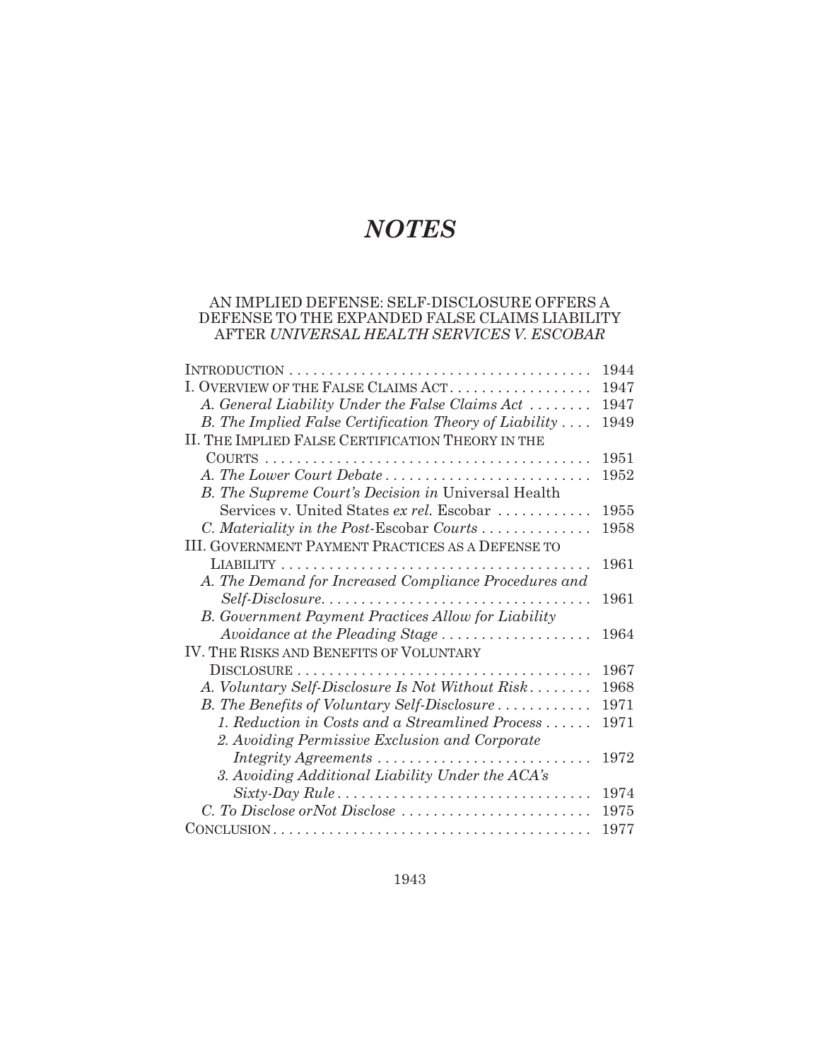# *NOTES*

## AN IMPLIED DEFENSE: SELF-DISCLOSURE OFFERS A DEFENSE TO THE EXPANDED FALSE CLAIMS LIABILITY AFTER *UNIVERSAL HEALTH SERVICES V. ESCOBAR*

| | |
|---|---|
| INTRODUCTION | 1944 |
| I. OVERVIEW OF THE FALSE CLAIMS ACT | 1947 |
| *A. General Liability Under the False Claims Act* | 1947 |
| *B. The Implied False Certification Theory of Liability* | 1949 |
| II. THE IMPLIED FALSE CERTIFICATION THEORY IN THE COURTS | 1951 |
| *A. The Lower Court Debate* | 1952 |
| *B. The Supreme Court's Decision in* Universal Health Services v. United States *ex rel.* Escobar | 1955 |
| *C. Materiality in the Post-*Escobar *Courts* | 1958 |
| III. GOVERNMENT PAYMENT PRACTICES AS A DEFENSE TO LIABILITY | 1961 |
| *A. The Demand for Increased Compliance Procedures and Self-Disclosure* | 1961 |
| *B. Government Payment Practices Allow for Liability Avoidance at the Pleading Stage* | 1964 |
| IV. THE RISKS AND BENEFITS OF VOLUNTARY DISCLOSURE | 1967 |
| *A. Voluntary Self-Disclosure Is Not Without Risk* | 1968 |
| *B. The Benefits of Voluntary Self-Disclosure* | 1971 |
| *1. Reduction in Costs and a Streamlined Process* | 1971 |
| *2. Avoiding Permissive Exclusion and Corporate Integrity Agreements* | 1972 |
| *3. Avoiding Additional Liability Under the ACA's Sixty-Day Rule* | 1974 |
| *C. To Disclose orNot Disclose* | 1975 |
| CONCLUSION | 1977 |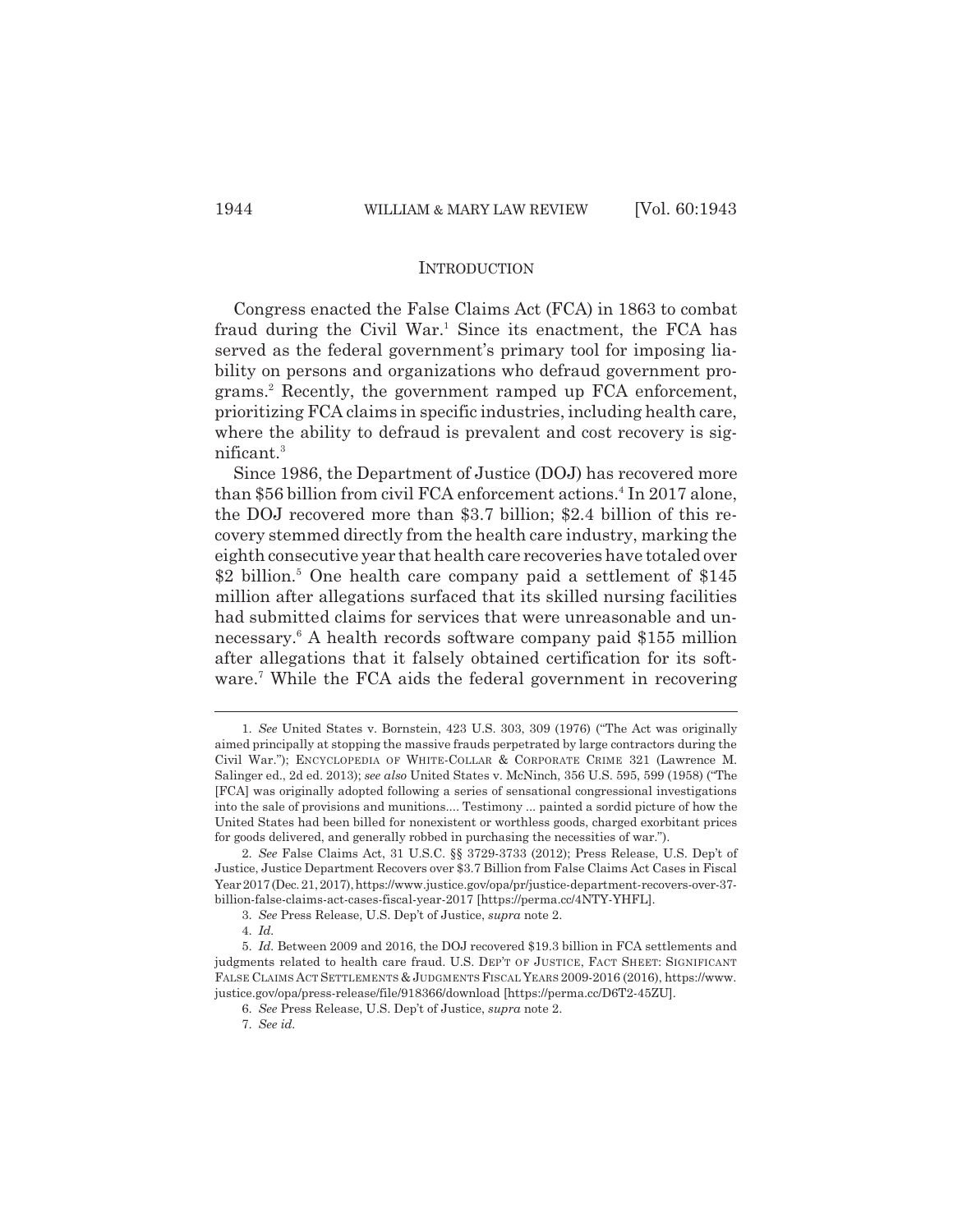## Introduction

Congress enacted the False Claims Act (FCA) in 1863 to combat fraud during the Civil War.[1] Since its enactment, the FCA has served as the federal government's primary tool for imposing liability on persons and organizations who defraud government programs.[2] Recently, the government ramped up FCA enforcement, prioritizing FCA claims in specific industries, including health care, where the ability to defraud is prevalent and cost recovery is significant.[3]

Since 1986, the Department of Justice (DOJ) has recovered more than $56 billion from civil FCA enforcement actions.[4] In 2017 alone, the DOJ recovered more than $3.7 billion; $2.4 billion of this recovery stemmed directly from the health care industry, marking the eighth consecutive year that health care recoveries have totaled over $2 billion.[5] One health care company paid a settlement of $145 million after allegations surfaced that its skilled nursing facilities had submitted claims for services that were unreasonable and unnecessary.[6] A health records software company paid $155 million after allegations that it falsely obtained certification for its software.[7] While the FCA aids the federal government in recovering

---

1. *See* United States v. Bornstein, 423 U.S. 303, 309 (1976) ("The Act was originally aimed principally at stopping the massive frauds perpetrated by large contractors during the Civil War."); ENCYCLOPEDIA OF WHITE-COLLAR & CORPORATE CRIME 321 (Lawrence M. Salinger ed., 2d ed. 2013); *see also* United States v. McNinch, 356 U.S. 595, 599 (1958) ("The [FCA] was originally adopted following a series of sensational congressional investigations into the sale of provisions and munitions.... Testimony ... painted a sordid picture of how the United States had been billed for nonexistent or worthless goods, charged exorbitant prices for goods delivered, and generally robbed in purchasing the necessities of war.").

2. *See* False Claims Act, 31 U.S.C. §§ 3729-3733 (2012); Press Release, U.S. Dep't of Justice, Justice Department Recovers over $3.7 Billion from False Claims Act Cases in Fiscal Year 2017 (Dec. 21, 2017), https://www.justice.gov/opa/pr/justice-department-recovers-over-37-billion-false-claims-act-cases-fiscal-year-2017 [https://perma.cc/4NTY-YHFL].

3. *See* Press Release, U.S. Dep't of Justice, *supra* note 2.

4. *Id.*

5. *Id.* Between 2009 and 2016, the DOJ recovered $19.3 billion in FCA settlements and judgments related to health care fraud. U.S. DEP'T OF JUSTICE, FACT SHEET: SIGNIFICANT FALSE CLAIMS ACT SETTLEMENTS & JUDGMENTS FISCAL YEARS 2009-2016 (2016), https://www.justice.gov/opa/press-release/file/918366/download [https://perma.cc/D6T2-45ZU].

6. *See* Press Release, U.S. Dep't of Justice, *supra* note 2.

7. *See id.*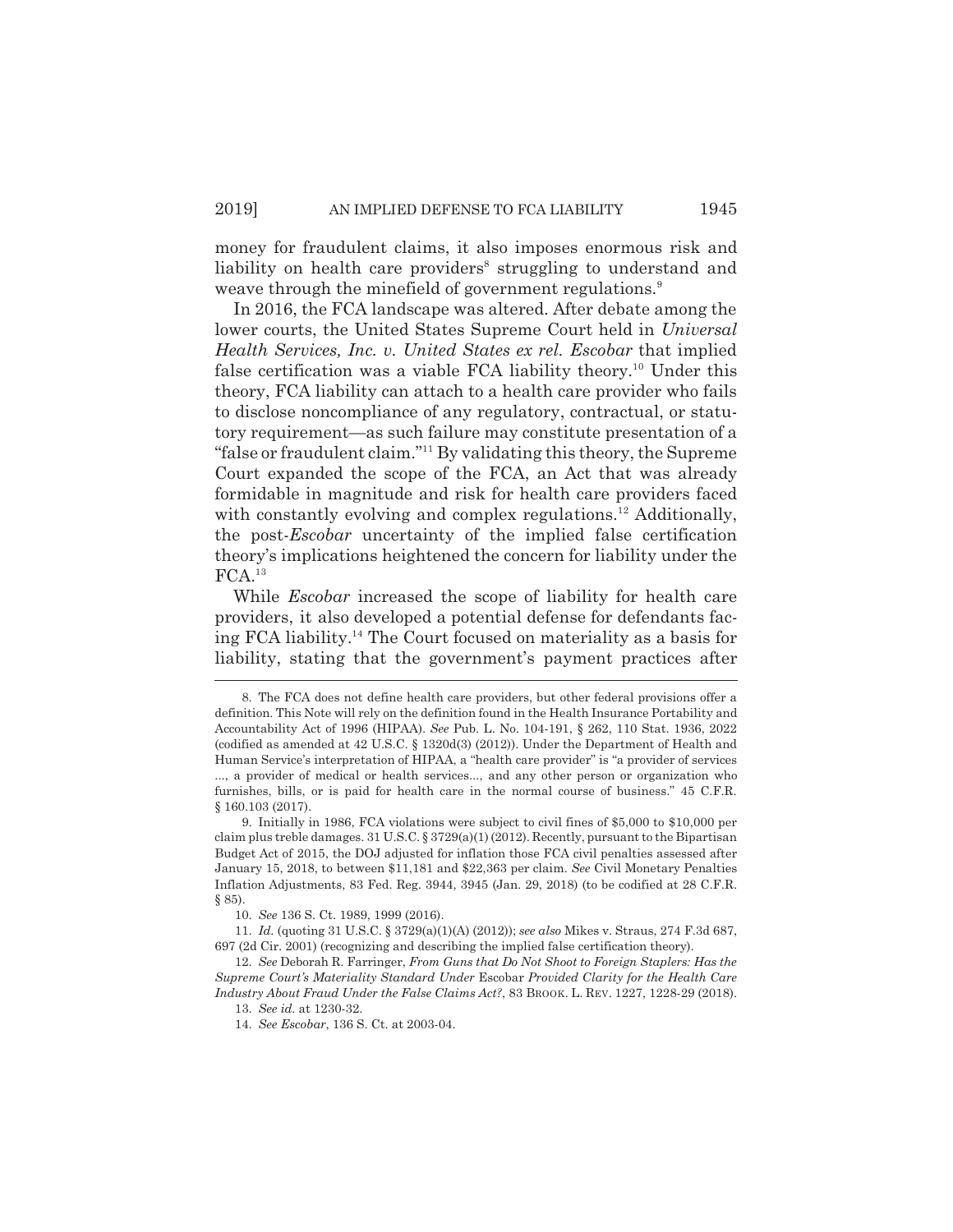money for fraudulent claims, it also imposes enormous risk and liability on health care providers[8] struggling to understand and weave through the minefield of government regulations.[9]

In 2016, the FCA landscape was altered. After debate among the lower courts, the United States Supreme Court held in *Universal Health Services, Inc. v. United States ex rel. Escobar* that implied false certification was a viable FCA liability theory.[10] Under this theory, FCA liability can attach to a health care provider who fails to disclose noncompliance of any regulatory, contractual, or statutory requirement—as such failure may constitute presentation of a "false or fraudulent claim."[11] By validating this theory, the Supreme Court expanded the scope of the FCA, an Act that was already formidable in magnitude and risk for health care providers faced with constantly evolving and complex regulations.[12] Additionally, the post-*Escobar* uncertainty of the implied false certification theory's implications heightened the concern for liability under the FCA.[13]

While *Escobar* increased the scope of liability for health care providers, it also developed a potential defense for defendants facing FCA liability.[14] The Court focused on materiality as a basis for liability, stating that the government's payment practices after

---

8. The FCA does not define health care providers, but other federal provisions offer a definition. This Note will rely on the definition found in the Health Insurance Portability and Accountability Act of 1996 (HIPAA). *See* Pub. L. No. 104-191, § 262, 110 Stat. 1936, 2022 (codified as amended at 42 U.S.C. § 1320d(3) (2012)). Under the Department of Health and Human Service's interpretation of HIPAA, a "health care provider" is "a provider of services ..., a provider of medical or health services..., and any other person or organization who furnishes, bills, or is paid for health care in the normal course of business." 45 C.F.R. § 160.103 (2017).

9. Initially in 1986, FCA violations were subject to civil fines of $5,000 to $10,000 per claim plus treble damages. 31 U.S.C. § 3729(a)(1) (2012). Recently, pursuant to the Bipartisan Budget Act of 2015, the DOJ adjusted for inflation those FCA civil penalties assessed after January 15, 2018, to between $11,181 and $22,363 per claim. *See* Civil Monetary Penalties Inflation Adjustments, 83 Fed. Reg. 3944, 3945 (Jan. 29, 2018) (to be codified at 28 C.F.R. § 85).

10. *See* 136 S. Ct. 1989, 1999 (2016).

11. *Id.* (quoting 31 U.S.C. § 3729(a)(1)(A) (2012)); *see also* Mikes v. Straus, 274 F.3d 687, 697 (2d Cir. 2001) (recognizing and describing the implied false certification theory).

12. *See* Deborah R. Farringer, *From Guns that Do Not Shoot to Foreign Staplers: Has the Supreme Court's Materiality Standard Under* Escobar *Provided Clarity for the Health Care Industry About Fraud Under the False Claims Act?*, 83 BROOK. L. REV. 1227, 1228-29 (2018).

13. *See id.* at 1230-32.

14. *See Escobar*, 136 S. Ct. at 2003-04.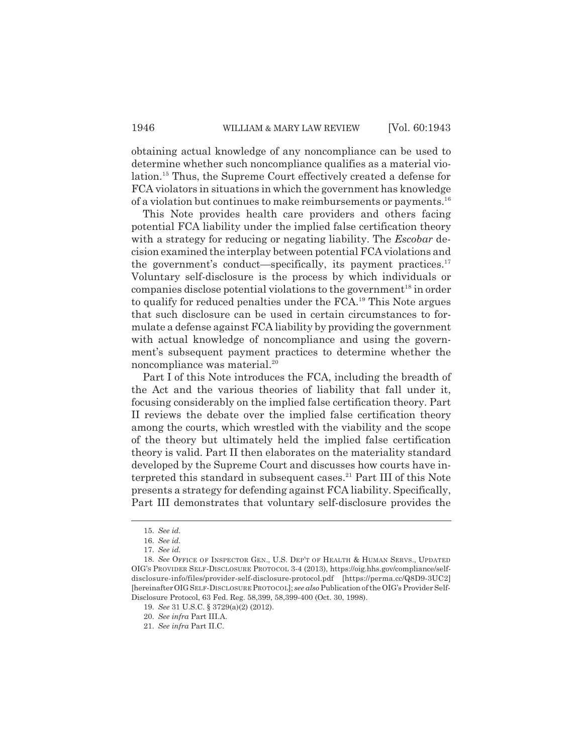obtaining actual knowledge of any noncompliance can be used to determine whether such noncompliance qualifies as a material violation.[15] Thus, the Supreme Court effectively created a defense for FCA violators in situations in which the government has knowledge of a violation but continues to make reimbursements or payments.[16]

This Note provides health care providers and others facing potential FCA liability under the implied false certification theory with a strategy for reducing or negating liability. The *Escobar* decision examined the interplay between potential FCA violations and the government's conduct—specifically, its payment practices.[17] Voluntary self-disclosure is the process by which individuals or companies disclose potential violations to the government[18] in order to qualify for reduced penalties under the FCA.[19] This Note argues that such disclosure can be used in certain circumstances to formulate a defense against FCA liability by providing the government with actual knowledge of noncompliance and using the government's subsequent payment practices to determine whether the noncompliance was material.[20]

Part I of this Note introduces the FCA, including the breadth of the Act and the various theories of liability that fall under it, focusing considerably on the implied false certification theory. Part II reviews the debate over the implied false certification theory among the courts, which wrestled with the viability and the scope of the theory but ultimately held the implied false certification theory is valid. Part II then elaborates on the materiality standard developed by the Supreme Court and discusses how courts have interpreted this standard in subsequent cases.[21] Part III of this Note presents a strategy for defending against FCA liability. Specifically, Part III demonstrates that voluntary self-disclosure provides the

---

15. *See id.*

16. *See id.*

17. *See id.*

18. *See* OFFICE OF INSPECTOR GEN., U.S. DEP'T OF HEALTH & HUMAN SERVS., UPDATED OIG'S PROVIDER SELF-DISCLOSURE PROTOCOL 3-4 (2013), https://oig.hhs.gov/compliance/self-disclosure-info/files/provider-self-disclosure-protocol.pdf [https://perma.cc/Q8D9-3UC2] [hereinafter OIG SELF-DISCLOSURE PROTOCOL]; *see also* Publication of the OIG's Provider Self-Disclosure Protocol, 63 Fed. Reg. 58,399, 58,399-400 (Oct. 30, 1998).

19. *See* 31 U.S.C. § 3729(a)(2) (2012).

20. *See infra* Part III.A.

21. *See infra* Part II.C.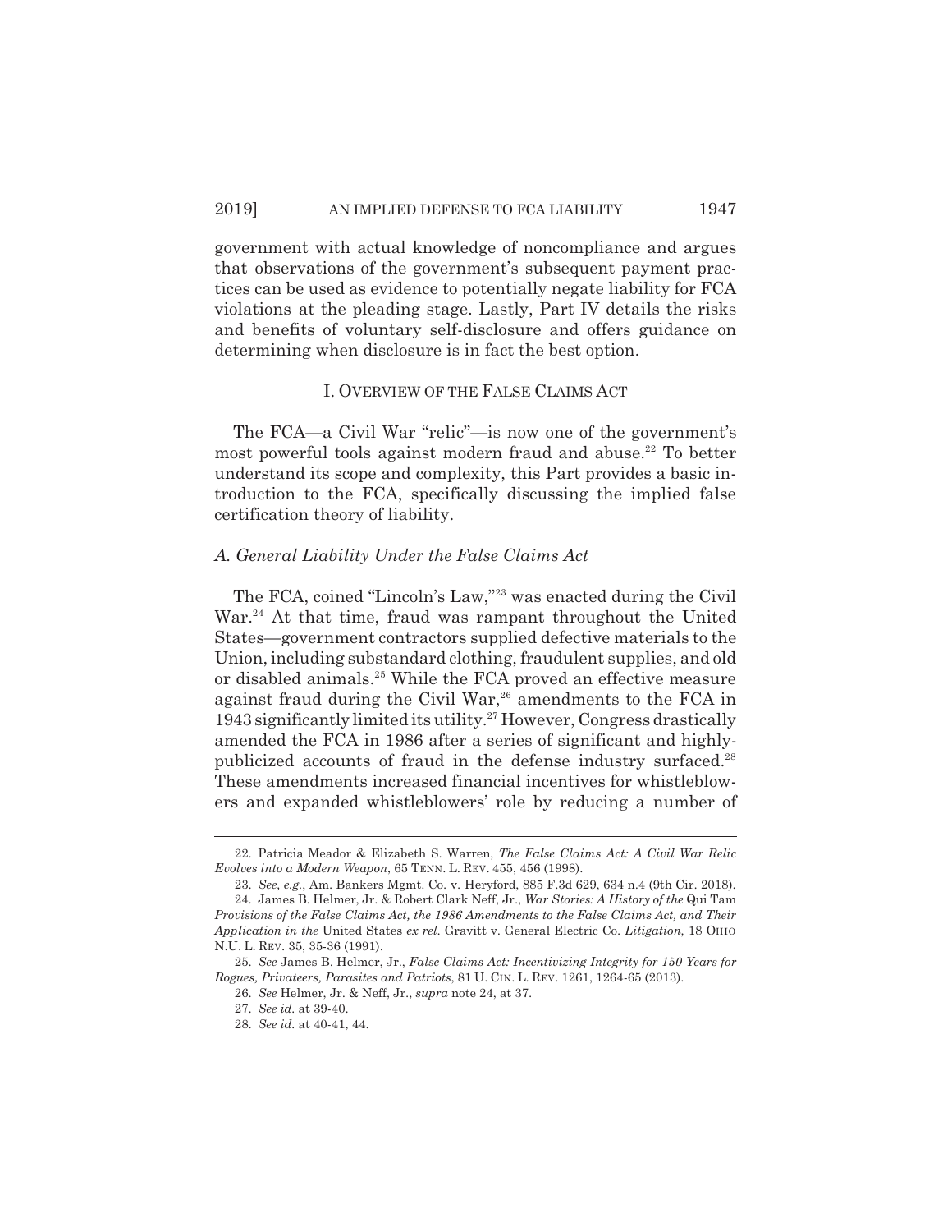government with actual knowledge of noncompliance and argues that observations of the government's subsequent payment practices can be used as evidence to potentially negate liability for FCA violations at the pleading stage. Lastly, Part IV details the risks and benefits of voluntary self-disclosure and offers guidance on determining when disclosure is in fact the best option.

## I. OVERVIEW OF THE FALSE CLAIMS ACT

The FCA—a Civil War "relic"—is now one of the government's most powerful tools against modern fraud and abuse.[22] To better understand its scope and complexity, this Part provides a basic introduction to the FCA, specifically discussing the implied false certification theory of liability.

### *A. General Liability Under the False Claims Act*

The FCA, coined "Lincoln's Law,"[23] was enacted during the Civil War.[24] At that time, fraud was rampant throughout the United States—government contractors supplied defective materials to the Union, including substandard clothing, fraudulent supplies, and old or disabled animals.[25] While the FCA proved an effective measure against fraud during the Civil War,[26] amendments to the FCA in 1943 significantly limited its utility.[27] However, Congress drastically amended the FCA in 1986 after a series of significant and highly-publicized accounts of fraud in the defense industry surfaced.[28] These amendments increased financial incentives for whistleblowers and expanded whistleblowers' role by reducing a number of

---

22. Patricia Meador & Elizabeth S. Warren, *The False Claims Act: A Civil War Relic Evolves into a Modern Weapon*, 65 TENN. L. REV. 455, 456 (1998).

23. *See, e.g.*, Am. Bankers Mgmt. Co. v. Heryford, 885 F.3d 629, 634 n.4 (9th Cir. 2018).

24. James B. Helmer, Jr. & Robert Clark Neff, Jr., *War Stories: A History of the* Qui Tam *Provisions of the False Claims Act, the 1986 Amendments to the False Claims Act, and Their Application in the* United States *ex rel.* Gravitt v. General Electric Co. *Litigation*, 18 OHIO N.U. L. REV. 35, 35-36 (1991).

25. *See* James B. Helmer, Jr., *False Claims Act: Incentivizing Integrity for 150 Years for Rogues, Privateers, Parasites and Patriots*, 81 U. CIN. L. REV. 1261, 1264-65 (2013).

26. *See* Helmer, Jr. & Neff, Jr., *supra* note 24, at 37.

27. *See id.* at 39-40.

28. *See id.* at 40-41, 44.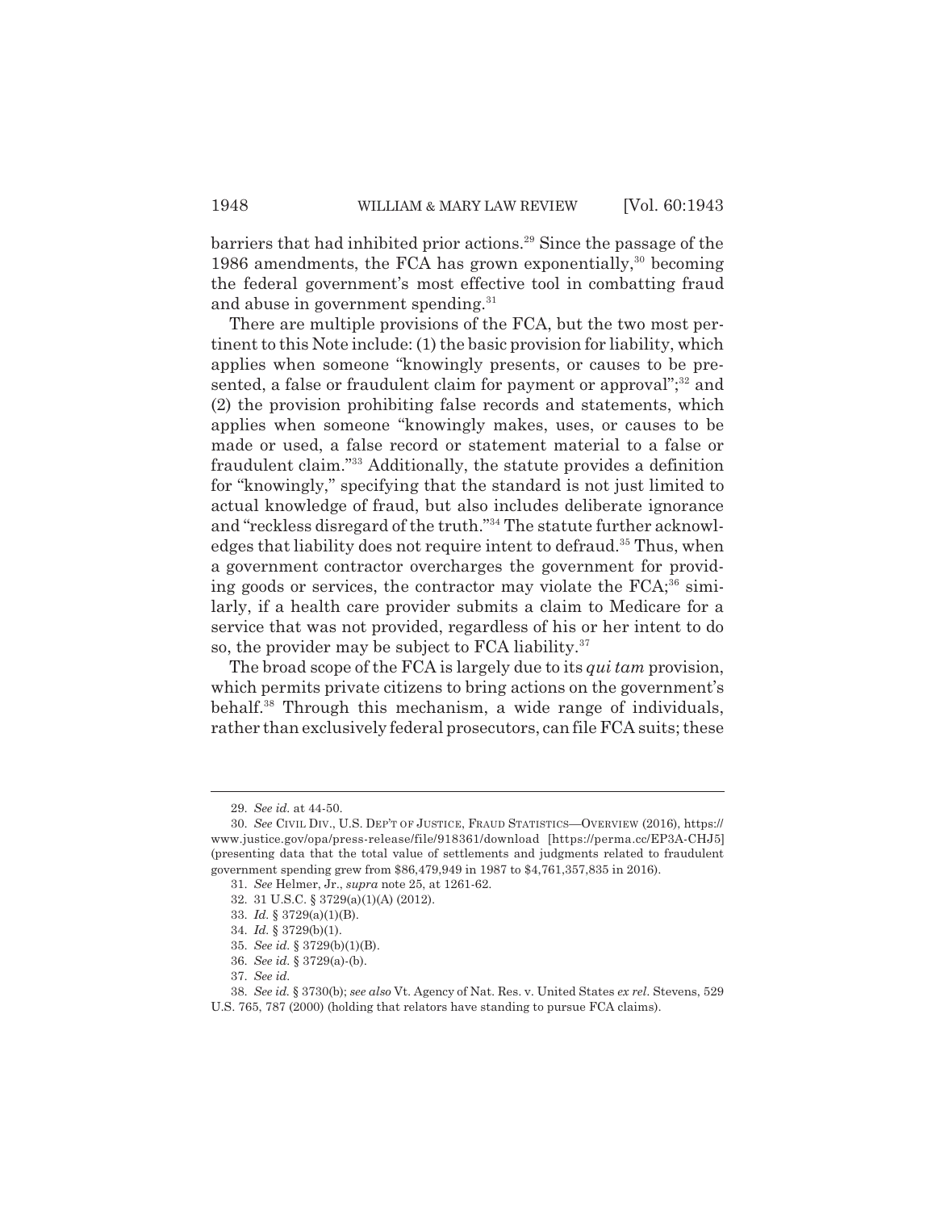barriers that had inhibited prior actions.[29] Since the passage of the 1986 amendments, the FCA has grown exponentially,[30] becoming the federal government's most effective tool in combatting fraud and abuse in government spending.[31]

There are multiple provisions of the FCA, but the two most pertinent to this Note include: (1) the basic provision for liability, which applies when someone "knowingly presents, or causes to be presented, a false or fraudulent claim for payment or approval";[32] and (2) the provision prohibiting false records and statements, which applies when someone "knowingly makes, uses, or causes to be made or used, a false record or statement material to a false or fraudulent claim."[33] Additionally, the statute provides a definition for "knowingly," specifying that the standard is not just limited to actual knowledge of fraud, but also includes deliberate ignorance and "reckless disregard of the truth."[34] The statute further acknowledges that liability does not require intent to defraud.[35] Thus, when a government contractor overcharges the government for providing goods or services, the contractor may violate the FCA;[36] similarly, if a health care provider submits a claim to Medicare for a service that was not provided, regardless of his or her intent to do so, the provider may be subject to FCA liability.[37]

The broad scope of the FCA is largely due to its *qui tam* provision, which permits private citizens to bring actions on the government's behalf.[38] Through this mechanism, a wide range of individuals, rather than exclusively federal prosecutors, can file FCA suits; these

---

29. *See id.* at 44-50.

30. *See* CIVIL DIV., U.S. DEP'T OF JUSTICE, FRAUD STATISTICS—OVERVIEW (2016), https://www.justice.gov/opa/press-release/file/918361/download [https://perma.cc/EP3A-CHJ5] (presenting data that the total value of settlements and judgments related to fraudulent government spending grew from $86,479,949 in 1987 to $4,761,357,835 in 2016).

31. *See* Helmer, Jr., *supra* note 25, at 1261-62.

32. 31 U.S.C. § 3729(a)(1)(A) (2012).

33. *Id.* § 3729(a)(1)(B).

34. *Id.* § 3729(b)(1).

35. *See id.* § 3729(b)(1)(B).

36. *See id.* § 3729(a)-(b).

37. *See id.*

38. *See id.* § 3730(b); *see also* Vt. Agency of Nat. Res. v. United States *ex rel.* Stevens, 529 U.S. 765, 787 (2000) (holding that relators have standing to pursue FCA claims).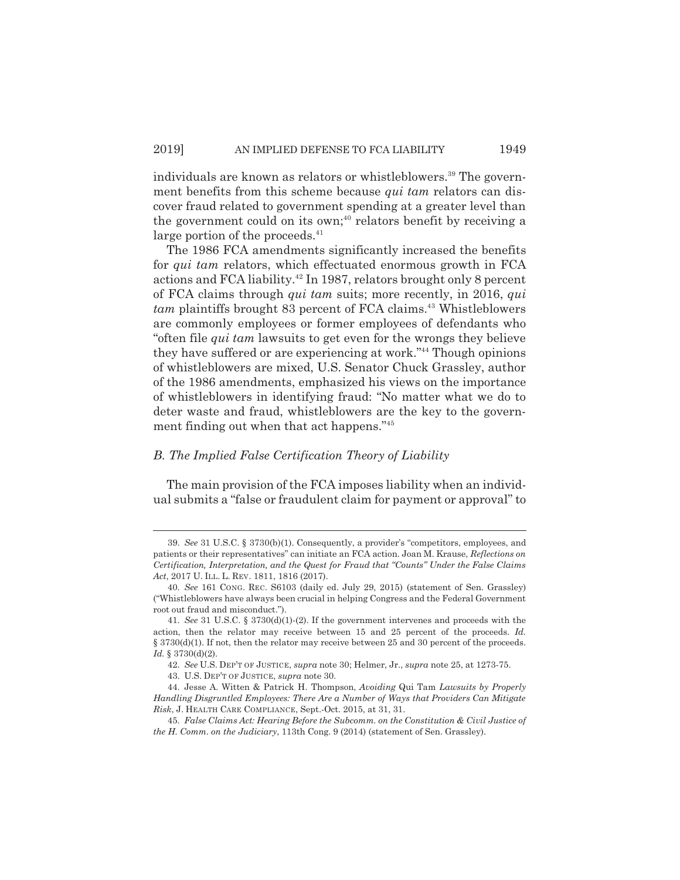individuals are known as relators or whistleblowers.[39] The government benefits from this scheme because *qui tam* relators can discover fraud related to government spending at a greater level than the government could on its own;[40] relators benefit by receiving a large portion of the proceeds.[41]

The 1986 FCA amendments significantly increased the benefits for *qui tam* relators, which effectuated enormous growth in FCA actions and FCA liability.[42] In 1987, relators brought only 8 percent of FCA claims through *qui tam* suits; more recently, in 2016, *qui tam* plaintiffs brought 83 percent of FCA claims.[43] Whistleblowers are commonly employees or former employees of defendants who "often file *qui tam* lawsuits to get even for the wrongs they believe they have suffered or are experiencing at work."[44] Though opinions of whistleblowers are mixed, U.S. Senator Chuck Grassley, author of the 1986 amendments, emphasized his views on the importance of whistleblowers in identifying fraud: "No matter what we do to deter waste and fraud, whistleblowers are the key to the government finding out when that act happens."[45]

### *B. The Implied False Certification Theory of Liability*

The main provision of the FCA imposes liability when an individual submits a "false or fraudulent claim for payment or approval" to

---

39. *See* 31 U.S.C. § 3730(b)(1). Consequently, a provider's "competitors, employees, and patients or their representatives" can initiate an FCA action. Joan M. Krause, *Reflections on Certification, Interpretation, and the Quest for Fraud that "Counts" Under the False Claims Act*, 2017 U. ILL. L. REV. 1811, 1816 (2017).

40. *See* 161 CONG. REC. S6103 (daily ed. July 29, 2015) (statement of Sen. Grassley) ("Whistleblowers have always been crucial in helping Congress and the Federal Government root out fraud and misconduct.").

41. *See* 31 U.S.C. § 3730(d)(1)-(2). If the government intervenes and proceeds with the action, then the relator may receive between 15 and 25 percent of the proceeds. *Id.* § 3730(d)(1). If not, then the relator may receive between 25 and 30 percent of the proceeds. *Id.* § 3730(d)(2).

42. *See* U.S. DEP'T OF JUSTICE, *supra* note 30; Helmer, Jr., *supra* note 25, at 1273-75.

43. U.S. DEP'T OF JUSTICE, *supra* note 30.

44. Jesse A. Witten & Patrick H. Thompson, *Avoiding* Qui Tam *Lawsuits by Properly Handling Disgruntled Employees: There Are a Number of Ways that Providers Can Mitigate Risk*, J. HEALTH CARE COMPLIANCE, Sept.-Oct. 2015, at 31, 31.

45. *False Claims Act: Hearing Before the Subcomm. on the Constitution & Civil Justice of the H. Comm. on the Judiciary*, 113th Cong. 9 (2014) (statement of Sen. Grassley).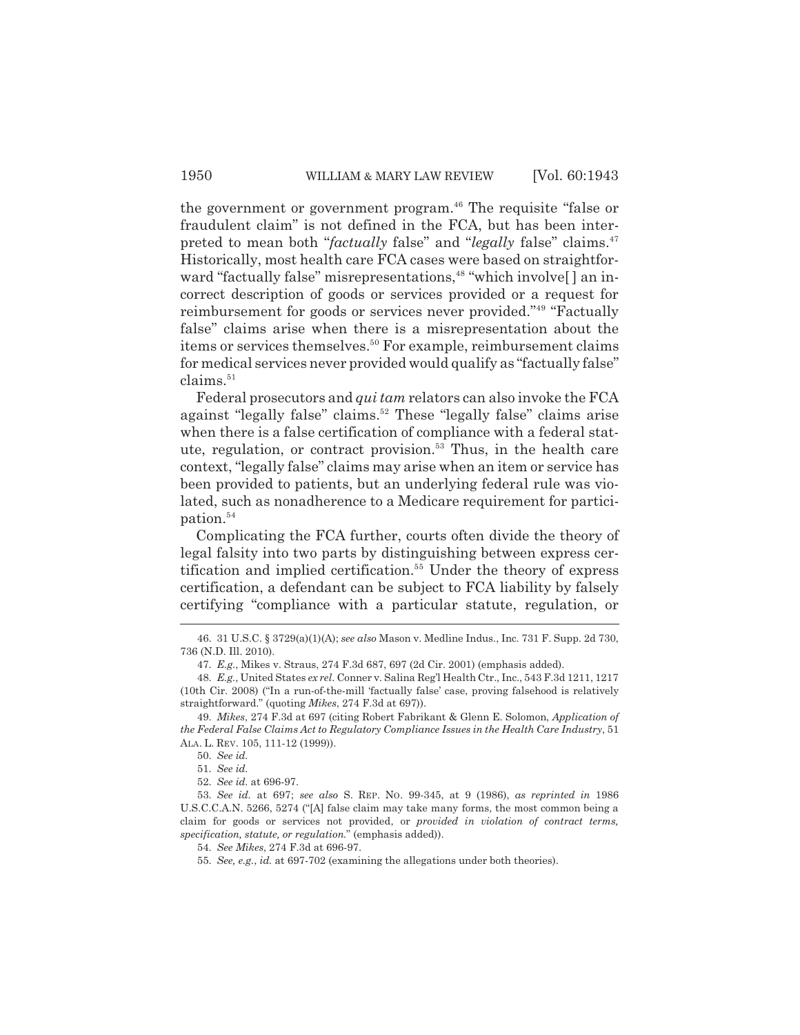the government or government program.[46] The requisite "false or fraudulent claim" is not defined in the FCA, but has been interpreted to mean both "*factually* false" and "*legally* false" claims.[47] Historically, most health care FCA cases were based on straightforward "factually false" misrepresentations,[48] "which involve[] an incorrect description of goods or services provided or a request for reimbursement for goods or services never provided."[49] "Factually false" claims arise when there is a misrepresentation about the items or services themselves.[50] For example, reimbursement claims for medical services never provided would qualify as "factually false" claims.[51]

Federal prosecutors and *qui tam* relators can also invoke the FCA against "legally false" claims.[52] These "legally false" claims arise when there is a false certification of compliance with a federal statute, regulation, or contract provision.[53] Thus, in the health care context, "legally false" claims may arise when an item or service has been provided to patients, but an underlying federal rule was violated, such as nonadherence to a Medicare requirement for participation.[54]

Complicating the FCA further, courts often divide the theory of legal falsity into two parts by distinguishing between express certification and implied certification.[55] Under the theory of express certification, a defendant can be subject to FCA liability by falsely certifying "compliance with a particular statute, regulation, or

---

46. 31 U.S.C. § 3729(a)(1)(A); *see also* Mason v. Medline Indus., Inc. 731 F. Supp. 2d 730, 736 (N.D. Ill. 2010).

47. *E.g.*, Mikes v. Straus, 274 F.3d 687, 697 (2d Cir. 2001) (emphasis added).

48. *E.g.*, United States *ex rel.* Conner v. Salina Reg'l Health Ctr., Inc., 543 F.3d 1211, 1217 (10th Cir. 2008) ("In a run-of-the-mill 'factually false' case, proving falsehood is relatively straightforward." (quoting *Mikes*, 274 F.3d at 697)).

49. *Mikes*, 274 F.3d at 697 (citing Robert Fabrikant & Glenn E. Solomon, *Application of the Federal False Claims Act to Regulatory Compliance Issues in the Health Care Industry*, 51 ALA. L. REV. 105, 111-12 (1999)).

50. *See id.*

51. *See id.*

52. *See id.* at 696-97.

53. *See id.* at 697; *see also* S. REP. NO. 99-345, at 9 (1986), *as reprinted in* 1986 U.S.C.C.A.N. 5266, 5274 ("[A] false claim may take many forms, the most common being a claim for goods or services not provided, or *provided in violation of contract terms, specification, statute, or regulation.*" (emphasis added)).

54. *See Mikes*, 274 F.3d at 696-97.

55. *See, e.g.*, *id.* at 697-702 (examining the allegations under both theories).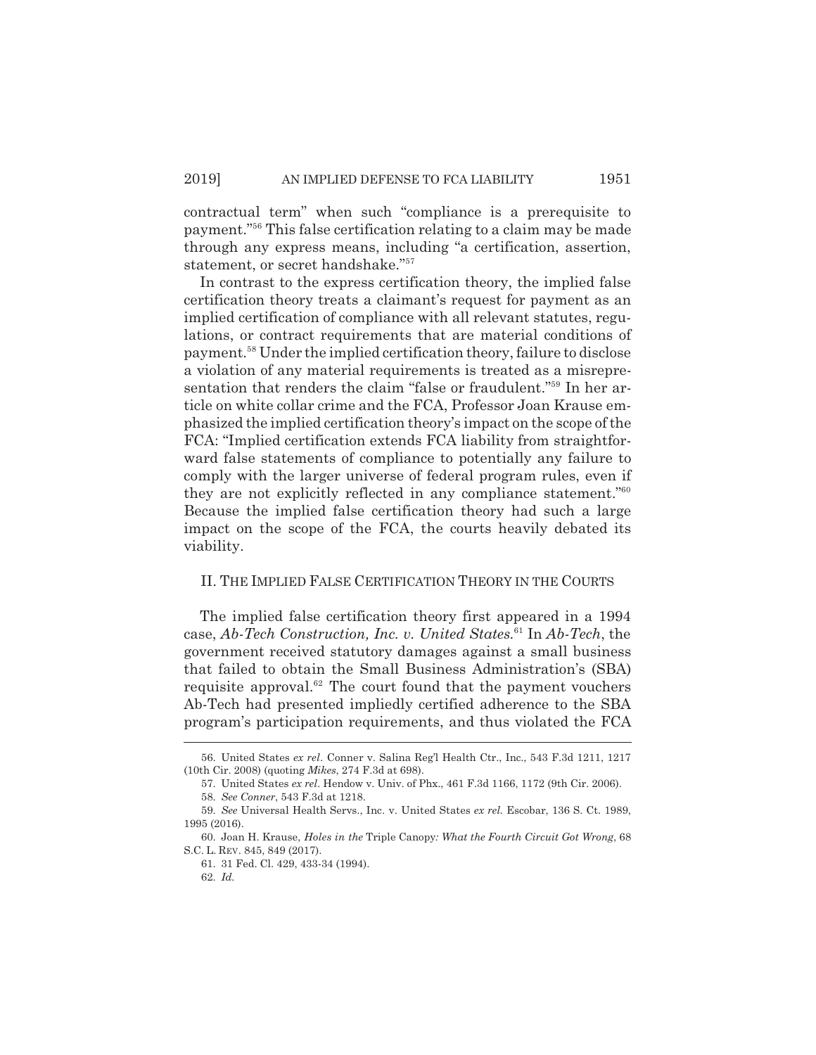contractual term" when such "compliance is a prerequisite to payment."[56] This false certification relating to a claim may be made through any express means, including "a certification, assertion, statement, or secret handshake."[57]

In contrast to the express certification theory, the implied false certification theory treats a claimant's request for payment as an implied certification of compliance with all relevant statutes, regulations, or contract requirements that are material conditions of payment.[58] Under the implied certification theory, failure to disclose a violation of any material requirements is treated as a misrepresentation that renders the claim "false or fraudulent."[59] In her article on white collar crime and the FCA, Professor Joan Krause emphasized the implied certification theory's impact on the scope of the FCA: "Implied certification extends FCA liability from straightforward false statements of compliance to potentially any failure to comply with the larger universe of federal program rules, even if they are not explicitly reflected in any compliance statement."[60] Because the implied false certification theory had such a large impact on the scope of the FCA, the courts heavily debated its viability.

## II. THE IMPLIED FALSE CERTIFICATION THEORY IN THE COURTS

The implied false certification theory first appeared in a 1994 case, *Ab-Tech Construction, Inc. v. United States.*[61] In *Ab-Tech*, the government received statutory damages against a small business that failed to obtain the Small Business Administration's (SBA) requisite approval.[62] The court found that the payment vouchers Ab-Tech had presented impliedly certified adherence to the SBA program's participation requirements, and thus violated the FCA

---

56. United States *ex rel.* Conner v. Salina Reg'l Health Ctr., Inc., 543 F.3d 1211, 1217 (10th Cir. 2008) (quoting *Mikes*, 274 F.3d at 698).

57. United States *ex rel.* Hendow v. Univ. of Phx., 461 F.3d 1166, 1172 (9th Cir. 2006).

58. *See Conner*, 543 F.3d at 1218.

59. *See* Universal Health Servs., Inc. v. United States *ex rel.* Escobar, 136 S. Ct. 1989, 1995 (2016).

60. Joan H. Krause, *Holes in the* Triple Canopy*: What the Fourth Circuit Got Wrong*, 68 S.C. L. REV. 845, 849 (2017).

61. 31 Fed. Cl. 429, 433-34 (1994).

62. *Id.*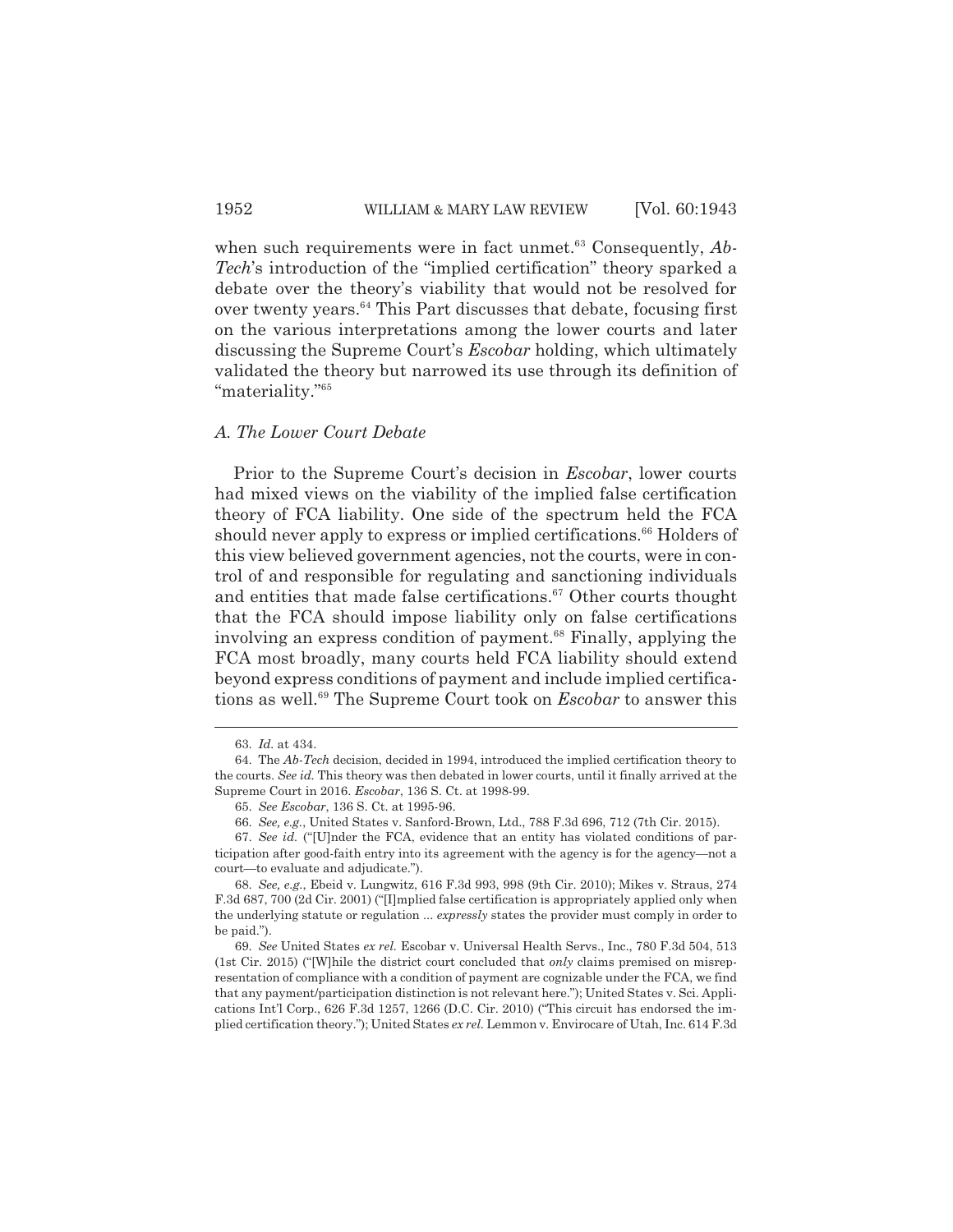when such requirements were in fact unmet.[63] Consequently, *Ab-Tech*'s introduction of the "implied certification" theory sparked a debate over the theory's viability that would not be resolved for over twenty years.[64] This Part discusses that debate, focusing first on the various interpretations among the lower courts and later discussing the Supreme Court's *Escobar* holding, which ultimately validated the theory but narrowed its use through its definition of "materiality."[65]

### *A. The Lower Court Debate*

Prior to the Supreme Court's decision in *Escobar*, lower courts had mixed views on the viability of the implied false certification theory of FCA liability. One side of the spectrum held the FCA should never apply to express or implied certifications.[66] Holders of this view believed government agencies, not the courts, were in control of and responsible for regulating and sanctioning individuals and entities that made false certifications.[67] Other courts thought that the FCA should impose liability only on false certifications involving an express condition of payment.[68] Finally, applying the FCA most broadly, many courts held FCA liability should extend beyond express conditions of payment and include implied certifications as well.[69] The Supreme Court took on *Escobar* to answer this

---

63. *Id.* at 434.

64. The *Ab-Tech* decision, decided in 1994, introduced the implied certification theory to the courts. *See id.* This theory was then debated in lower courts, until it finally arrived at the Supreme Court in 2016. *Escobar*, 136 S. Ct. at 1998-99.

65. *See Escobar*, 136 S. Ct. at 1995-96.

66. *See, e.g.*, United States v. Sanford-Brown, Ltd., 788 F.3d 696, 712 (7th Cir. 2015).

67. *See id.* ("[U]nder the FCA, evidence that an entity has violated conditions of participation after good-faith entry into its agreement with the agency is for the agency—not a court—to evaluate and adjudicate.").

68. *See, e.g.*, Ebeid v. Lungwitz, 616 F.3d 993, 998 (9th Cir. 2010); Mikes v. Straus, 274 F.3d 687, 700 (2d Cir. 2001) ("[I]mplied false certification is appropriately applied only when the underlying statute or regulation ... *expressly* states the provider must comply in order to be paid.").

69. *See* United States *ex rel.* Escobar v. Universal Health Servs., Inc., 780 F.3d 504, 513 (1st Cir. 2015) ("[W]hile the district court concluded that *only* claims premised on misrepresentation of compliance with a condition of payment are cognizable under the FCA, we find that any payment/participation distinction is not relevant here."); United States v. Sci. Applications Int'l Corp., 626 F.3d 1257, 1266 (D.C. Cir. 2010) ("This circuit has endorsed the implied certification theory."); United States *ex rel.* Lemmon v. Envirocare of Utah, Inc. 614 F.3d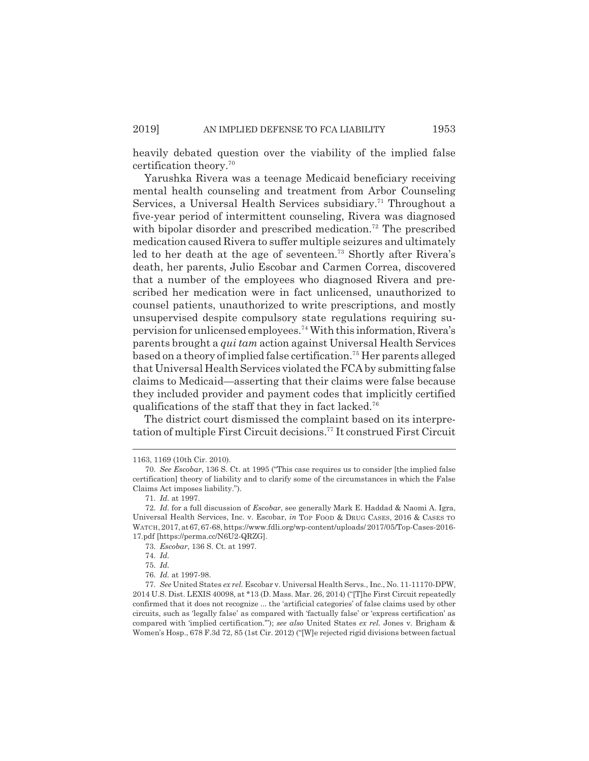heavily debated question over the viability of the implied false certification theory.[70]

Yarushka Rivera was a teenage Medicaid beneficiary receiving mental health counseling and treatment from Arbor Counseling Services, a Universal Health Services subsidiary.[71] Throughout a five-year period of intermittent counseling, Rivera was diagnosed with bipolar disorder and prescribed medication.[72] The prescribed medication caused Rivera to suffer multiple seizures and ultimately led to her death at the age of seventeen.[73] Shortly after Rivera's death, her parents, Julio Escobar and Carmen Correa, discovered that a number of the employees who diagnosed Rivera and prescribed her medication were in fact unlicensed, unauthorized to counsel patients, unauthorized to write prescriptions, and mostly unsupervised despite compulsory state regulations requiring supervision for unlicensed employees.[74] With this information, Rivera's parents brought a *qui tam* action against Universal Health Services based on a theory of implied false certification.[75] Her parents alleged that Universal Health Services violated the FCA by submitting false claims to Medicaid—asserting that their claims were false because they included provider and payment codes that implicitly certified qualifications of the staff that they in fact lacked.[76]

The district court dismissed the complaint based on its interpretation of multiple First Circuit decisions.[77] It construed First Circuit

---

1163, 1169 (10th Cir. 2010).

70. *See Escobar*, 136 S. Ct. at 1995 ("This case requires us to consider [the implied false certification] theory of liability and to clarify some of the circumstances in which the False Claims Act imposes liability.").

71. *Id.* at 1997.

72. *Id.* for a full discussion of *Escobar*, see generally Mark E. Haddad & Naomi A. Igra, Universal Health Services, Inc. v. Escobar, *in* TOP FOOD & DRUG CASES, 2016 & CASES TO WATCH, 2017, at 67, 67-68, https://www.fdli.org/wp-content/uploads/2017/05/Top-Cases-2016-17.pdf [https://perma.cc/N6U2-QRZG].

73. *Escobar*, 136 S. Ct. at 1997.

74. *Id.*

75. *Id.*

76. *Id.* at 1997-98.

77. *See* United States *ex rel.* Escobar v. Universal Health Servs., Inc., No. 11-11170-DPW, 2014 U.S. Dist. LEXIS 40098, at *13 (D. Mass. Mar. 26, 2014) ("[T]he First Circuit repeatedly confirmed that it does not recognize ... the 'artificial categories' of false claims used by other circuits, such as 'legally false' as compared with 'factually false' or 'express certification' as compared with 'implied certification.'"); *see also* United States *ex rel.* Jones v. Brigham & Women's Hosp., 678 F.3d 72, 85 (1st Cir. 2012) ("[W]e rejected rigid divisions between factual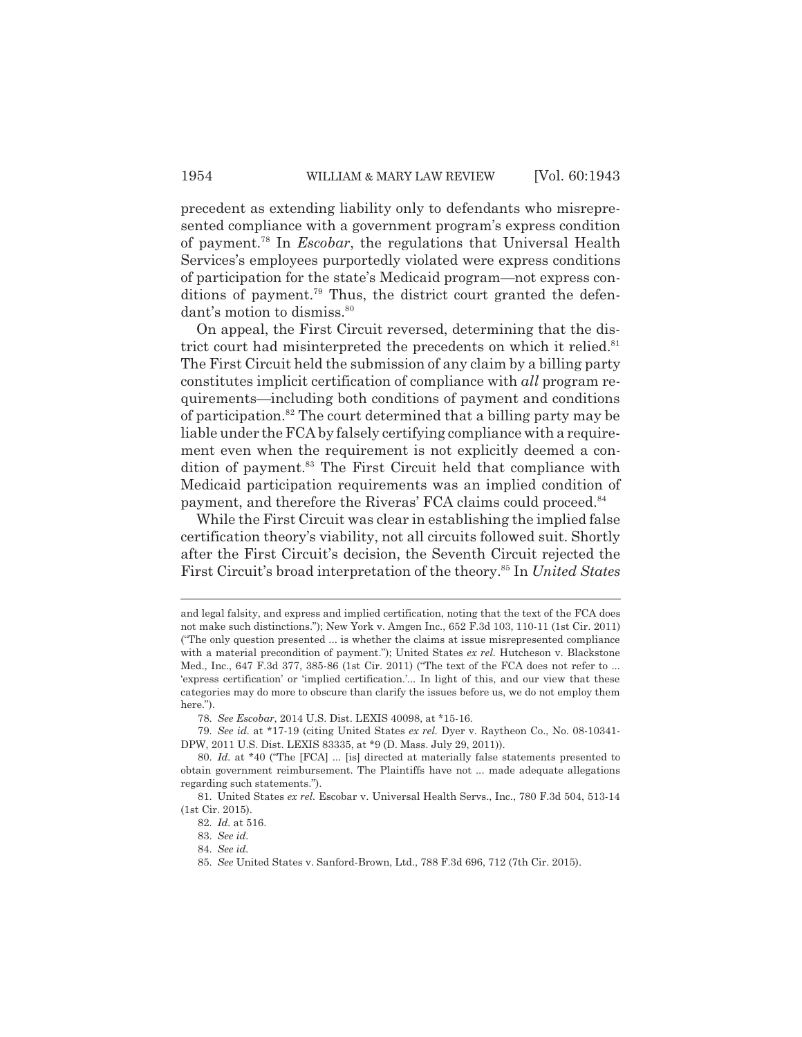precedent as extending liability only to defendants who misrepresented compliance with a government program's express condition of payment.[78] In *Escobar*, the regulations that Universal Health Services's employees purportedly violated were express conditions of participation for the state's Medicaid program—not express conditions of payment.[79] Thus, the district court granted the defendant's motion to dismiss.[80]

On appeal, the First Circuit reversed, determining that the district court had misinterpreted the precedents on which it relied.[81] The First Circuit held the submission of any claim by a billing party constitutes implicit certification of compliance with *all* program requirements—including both conditions of payment and conditions of participation.[82] The court determined that a billing party may be liable under the FCA by falsely certifying compliance with a requirement even when the requirement is not explicitly deemed a condition of payment.[83] The First Circuit held that compliance with Medicaid participation requirements was an implied condition of payment, and therefore the Riveras' FCA claims could proceed.[84]

While the First Circuit was clear in establishing the implied false certification theory's viability, not all circuits followed suit. Shortly after the First Circuit's decision, the Seventh Circuit rejected the First Circuit's broad interpretation of the theory.[85] In *United States*

---

and legal falsity, and express and implied certification, noting that the text of the FCA does not make such distinctions."); New York v. Amgen Inc., 652 F.3d 103, 110-11 (1st Cir. 2011) ("The only question presented ... is whether the claims at issue misrepresented compliance with a material precondition of payment."); United States *ex rel.* Hutcheson v. Blackstone Med., Inc., 647 F.3d 377, 385-86 (1st Cir. 2011) ("The text of the FCA does not refer to ... 'express certification' or 'implied certification.'... In light of this, and our view that these categories may do more to obscure than clarify the issues before us, we do not employ them here.").

78. *See Escobar*, 2014 U.S. Dist. LEXIS 40098, at *15-16.

79. *See id.* at *17-19 (citing United States *ex rel.* Dyer v. Raytheon Co., No. 08-10341-DPW, 2011 U.S. Dist. LEXIS 83335, at *9 (D. Mass. July 29, 2011)).

80. *Id.* at *40 ("The [FCA] ... [is] directed at materially false statements presented to obtain government reimbursement. The Plaintiffs have not ... made adequate allegations regarding such statements.").

81. United States *ex rel.* Escobar v. Universal Health Servs., Inc., 780 F.3d 504, 513-14 (1st Cir. 2015).

82. *Id.* at 516.

83. *See id.*

84. *See id.*

85. *See* United States v. Sanford-Brown, Ltd., 788 F.3d 696, 712 (7th Cir. 2015).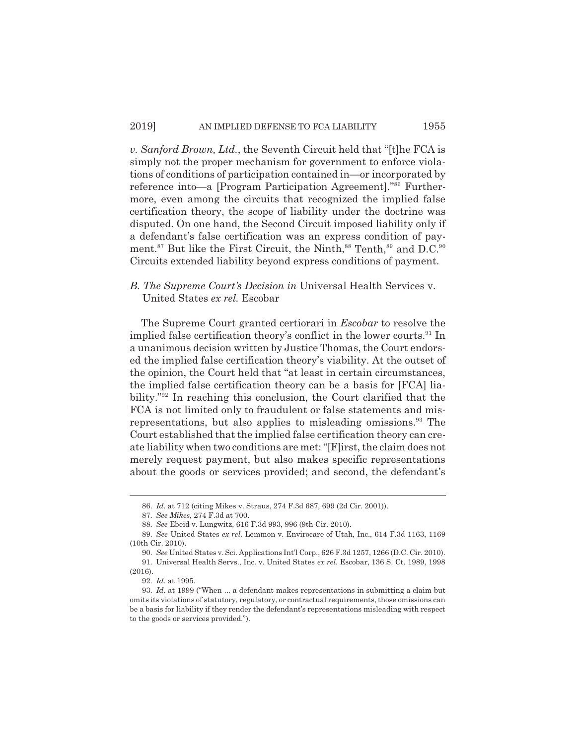*v. Sanford Brown, Ltd.*, the Seventh Circuit held that "[t]he FCA is simply not the proper mechanism for government to enforce violations of conditions of participation contained in—or incorporated by reference into—a [Program Participation Agreement]."[86] Furthermore, even among the circuits that recognized the implied false certification theory, the scope of liability under the doctrine was disputed. On one hand, the Second Circuit imposed liability only if a defendant's false certification was an express condition of payment.[87] But like the First Circuit, the Ninth,[88] Tenth,[89] and D.C.[90] Circuits extended liability beyond express conditions of payment.

### B. The Supreme Court's Decision in *Universal Health Services v. United States ex rel. Escobar*

The Supreme Court granted certiorari in *Escobar* to resolve the implied false certification theory's conflict in the lower courts.[91] In a unanimous decision written by Justice Thomas, the Court endorsed the implied false certification theory's viability. At the outset of the opinion, the Court held that "at least in certain circumstances, the implied false certification theory can be a basis for [FCA] liability."[92] In reaching this conclusion, the Court clarified that the FCA is not limited only to fraudulent or false statements and misrepresentations, but also applies to misleading omissions.[93] The Court established that the implied false certification theory can create liability when two conditions are met: "[F]irst, the claim does not merely request payment, but also makes specific representations about the goods or services provided; and second, the defendant's

---

86. *Id.* at 712 (citing Mikes v. Straus, 274 F.3d 687, 699 (2d Cir. 2001)).

87. *See Mikes*, 274 F.3d at 700.

88. *See* Ebeid v. Lungwitz, 616 F.3d 993, 996 (9th Cir. 2010).

89. *See* United States *ex rel.* Lemmon v. Envirocare of Utah, Inc., 614 F.3d 1163, 1169 (10th Cir. 2010).

90. *See* United States v. Sci. Applications Int'l Corp., 626 F.3d 1257, 1266 (D.C. Cir. 2010).

91. Universal Health Servs., Inc. v. United States *ex rel.* Escobar, 136 S. Ct. 1989, 1998 (2016).

92. *Id.* at 1995.

93. *Id.* at 1999 ("When ... a defendant makes representations in submitting a claim but omits its violations of statutory, regulatory, or contractual requirements, those omissions can be a basis for liability if they render the defendant's representations misleading with respect to the goods or services provided.").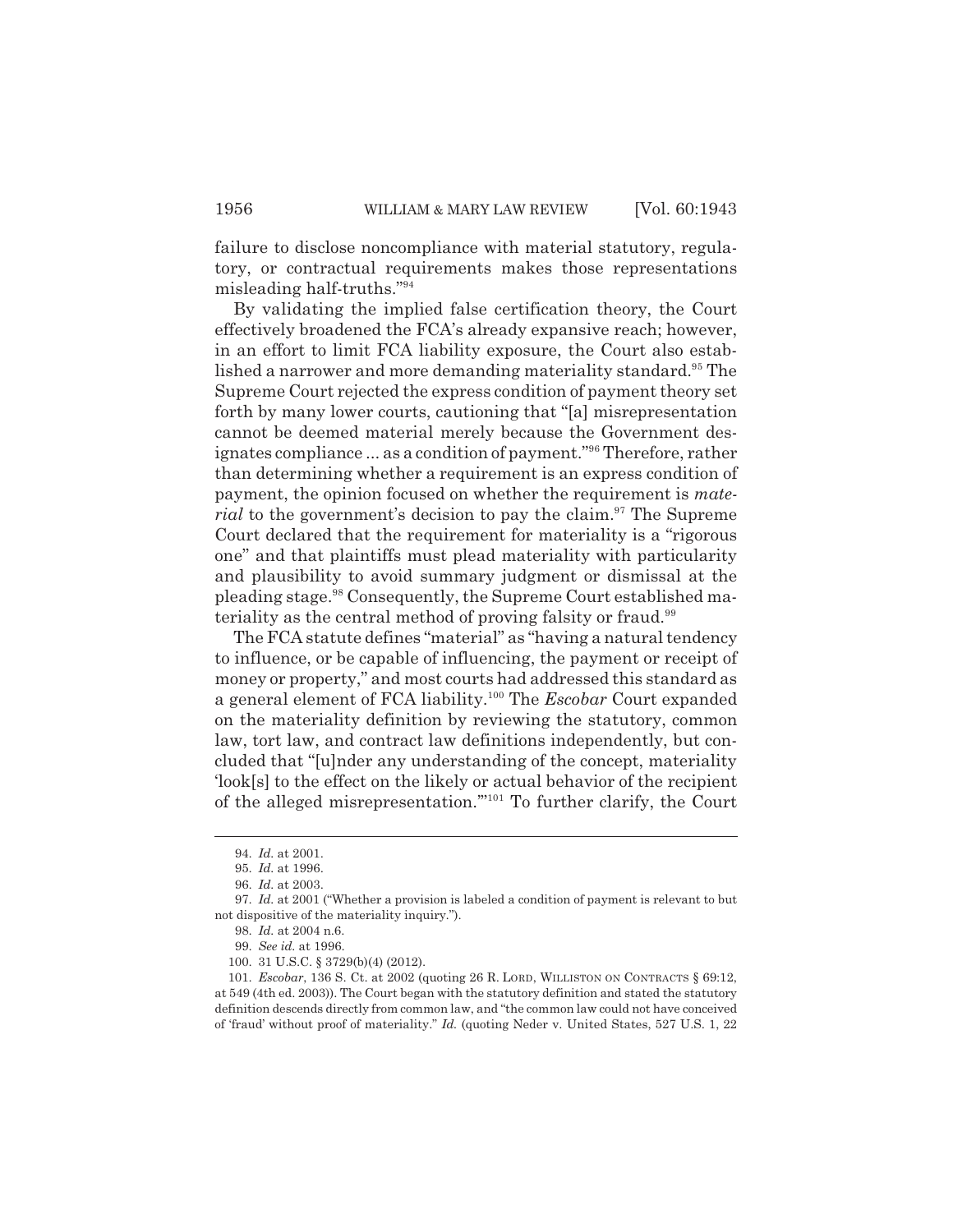failure to disclose noncompliance with material statutory, regulatory, or contractual requirements makes those representations misleading half-truths."[94]

By validating the implied false certification theory, the Court effectively broadened the FCA's already expansive reach; however, in an effort to limit FCA liability exposure, the Court also established a narrower and more demanding materiality standard.[95] The Supreme Court rejected the express condition of payment theory set forth by many lower courts, cautioning that "[a] misrepresentation cannot be deemed material merely because the Government designates compliance ... as a condition of payment."[96] Therefore, rather than determining whether a requirement is an express condition of payment, the opinion focused on whether the requirement is *material* to the government's decision to pay the claim.[97] The Supreme Court declared that the requirement for materiality is a "rigorous one" and that plaintiffs must plead materiality with particularity and plausibility to avoid summary judgment or dismissal at the pleading stage.[98] Consequently, the Supreme Court established materiality as the central method of proving falsity or fraud.[99]

The FCA statute defines "material" as "having a natural tendency to influence, or be capable of influencing, the payment or receipt of money or property," and most courts had addressed this standard as a general element of FCA liability.[100] The *Escobar* Court expanded on the materiality definition by reviewing the statutory, common law, tort law, and contract law definitions independently, but concluded that "[u]nder any understanding of the concept, materiality 'look[s] to the effect on the likely or actual behavior of the recipient of the alleged misrepresentation.'"[101] To further clarify, the Court

---

94. *Id.* at 2001.

95. *Id.* at 1996.

96. *Id.* at 2003.

97. *Id.* at 2001 ("Whether a provision is labeled a condition of payment is relevant to but not dispositive of the materiality inquiry.").

98. *Id.* at 2004 n.6.

99. *See id.* at 1996.

100. 31 U.S.C. § 3729(b)(4) (2012).

101. *Escobar*, 136 S. Ct. at 2002 (quoting 26 R. LORD, WILLISTON ON CONTRACTS § 69:12, at 549 (4th ed. 2003)). The Court began with the statutory definition and stated the statutory definition descends directly from common law, and "the common law could not have conceived of 'fraud' without proof of materiality." *Id.* (quoting Neder v. United States, 527 U.S. 1, 22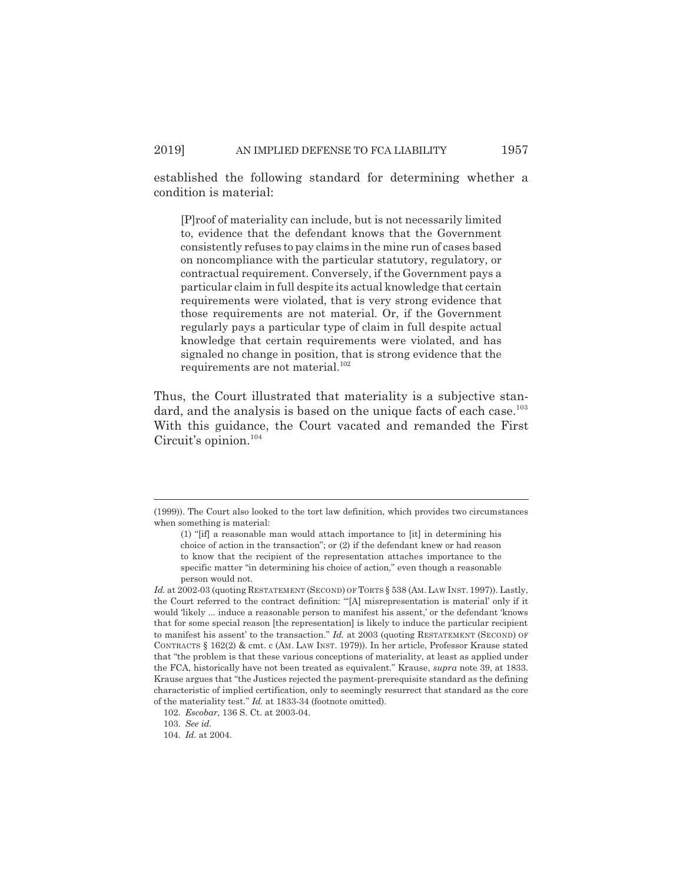established the following standard for determining whether a condition is material:

> [P]roof of materiality can include, but is not necessarily limited to, evidence that the defendant knows that the Government consistently refuses to pay claims in the mine run of cases based on noncompliance with the particular statutory, regulatory, or contractual requirement. Conversely, if the Government pays a particular claim in full despite its actual knowledge that certain requirements were violated, that is very strong evidence that those requirements are not material. Or, if the Government regularly pays a particular type of claim in full despite actual knowledge that certain requirements were violated, and has signaled no change in position, that is strong evidence that the requirements are not material.[102]

Thus, the Court illustrated that materiality is a subjective standard, and the analysis is based on the unique facts of each case.[103] With this guidance, the Court vacated and remanded the First Circuit's opinion.[104]

---

(1999)). The Court also looked to the tort law definition, which provides two circumstances when something is material:

> (1) "[if] a reasonable man would attach importance to [it] in determining his choice of action in the transaction"; or (2) if the defendant knew or had reason to know that the recipient of the representation attaches importance to the specific matter "in determining his choice of action," even though a reasonable person would not.

*Id.* at 2002-03 (quoting RESTATEMENT (SECOND) OF TORTS § 538 (AM. LAW INST. 1997)). Lastly, the Court referred to the contract definition: "'[A] misrepresentation is material' only if it would 'likely ... induce a reasonable person to manifest his assent,' or the defendant 'knows that for some special reason [the representation] is likely to induce the particular recipient to manifest his assent' to the transaction." *Id.* at 2003 (quoting RESTATEMENT (SECOND) OF CONTRACTS § 162(2) & cmt. c (AM. LAW INST. 1979)). In her article, Professor Krause stated that "the problem is that these various conceptions of materiality, at least as applied under the FCA, historically have not been treated as equivalent." Krause, *supra* note 39, at 1833. Krause argues that "the Justices rejected the payment-prerequisite standard as the defining characteristic of implied certification, only to seemingly resurrect that standard as the core of the materiality test." *Id.* at 1833-34 (footnote omitted).

102. *Escobar*, 136 S. Ct. at 2003-04.

103. *See id.*

104. *Id.* at 2004.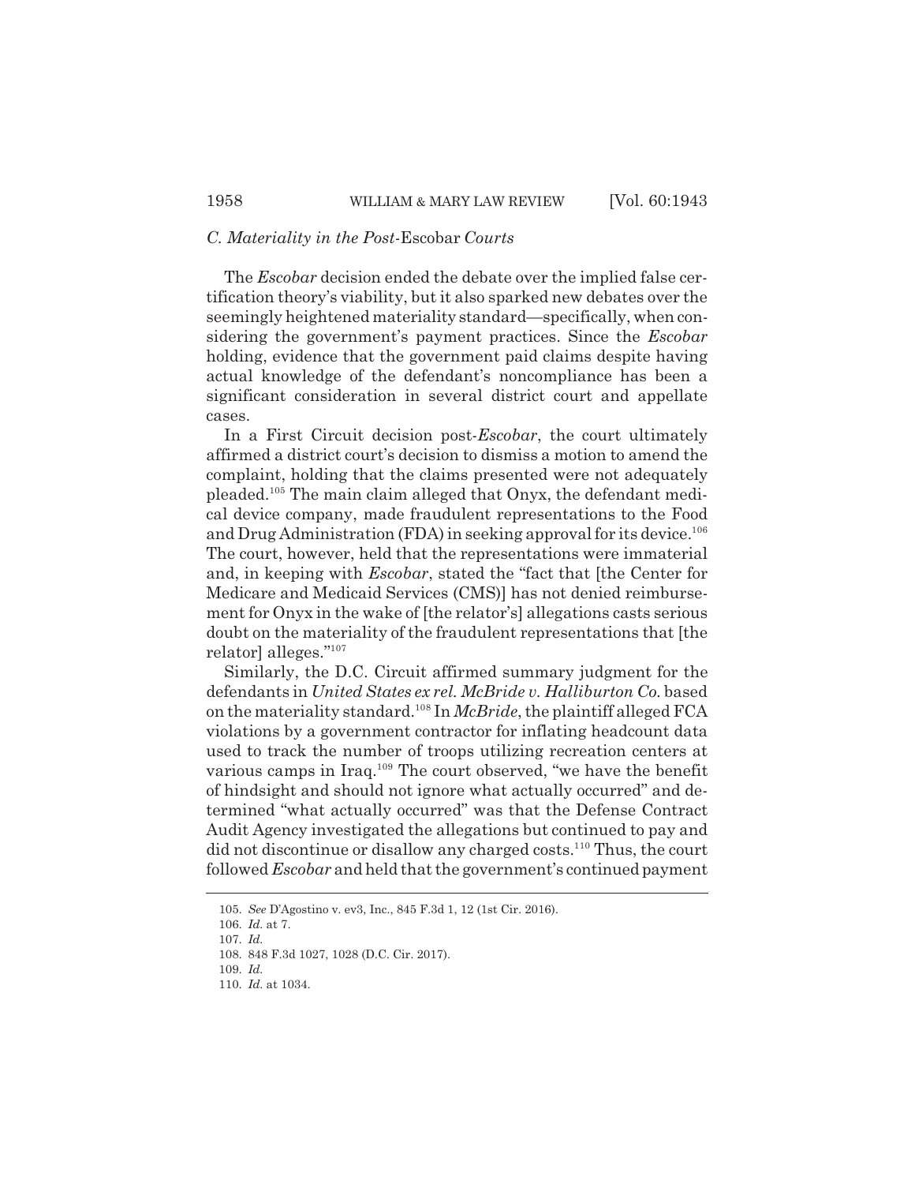### C. Materiality in the Post-*Escobar* Courts

The *Escobar* decision ended the debate over the implied false certification theory's viability, but it also sparked new debates over the seemingly heightened materiality standard—specifically, when considering the government's payment practices. Since the *Escobar* holding, evidence that the government paid claims despite having actual knowledge of the defendant's noncompliance has been a significant consideration in several district court and appellate cases.

In a First Circuit decision post-*Escobar*, the court ultimately affirmed a district court's decision to dismiss a motion to amend the complaint, holding that the claims presented were not adequately pleaded.[105] The main claim alleged that Onyx, the defendant medical device company, made fraudulent representations to the Food and Drug Administration (FDA) in seeking approval for its device.[106] The court, however, held that the representations were immaterial and, in keeping with *Escobar*, stated the "fact that [the Center for Medicare and Medicaid Services (CMS)] has not denied reimbursement for Onyx in the wake of [the relator's] allegations casts serious doubt on the materiality of the fraudulent representations that [the relator] alleges."[107]

Similarly, the D.C. Circuit affirmed summary judgment for the defendants in *United States ex rel. McBride v. Halliburton Co.* based on the materiality standard.[108] In *McBride*, the plaintiff alleged FCA violations by a government contractor for inflating headcount data used to track the number of troops utilizing recreation centers at various camps in Iraq.[109] The court observed, "we have the benefit of hindsight and should not ignore what actually occurred" and determined "what actually occurred" was that the Defense Contract Audit Agency investigated the allegations but continued to pay and did not discontinue or disallow any charged costs.[110] Thus, the court followed *Escobar* and held that the government's continued payment

---

105. *See* D'Agostino v. ev3, Inc., 845 F.3d 1, 12 (1st Cir. 2016).

106. *Id.* at 7.

107. *Id.*

108. 848 F.3d 1027, 1028 (D.C. Cir. 2017).

109. *Id.*

110. *Id.* at 1034.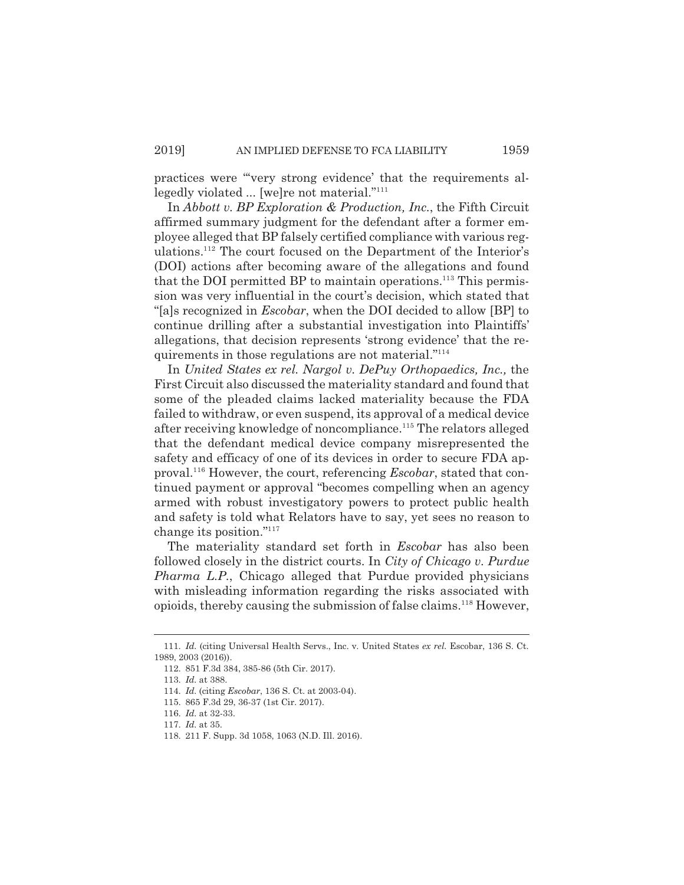practices were "'very strong evidence' that the requirements allegedly violated ... [we]re not material."[111]

In *Abbott v. BP Exploration & Production, Inc.*, the Fifth Circuit affirmed summary judgment for the defendant after a former employee alleged that BP falsely certified compliance with various regulations.[112] The court focused on the Department of the Interior's (DOI) actions after becoming aware of the allegations and found that the DOI permitted BP to maintain operations.[113] This permission was very influential in the court's decision, which stated that "[a]s recognized in *Escobar*, when the DOI decided to allow [BP] to continue drilling after a substantial investigation into Plaintiffs' allegations, that decision represents 'strong evidence' that the requirements in those regulations are not material."[114]

In *United States ex rel. Nargol v. DePuy Orthopaedics, Inc.,* the First Circuit also discussed the materiality standard and found that some of the pleaded claims lacked materiality because the FDA failed to withdraw, or even suspend, its approval of a medical device after receiving knowledge of noncompliance.[115] The relators alleged that the defendant medical device company misrepresented the safety and efficacy of one of its devices in order to secure FDA approval.[116] However, the court, referencing *Escobar*, stated that continued payment or approval "becomes compelling when an agency armed with robust investigatory powers to protect public health and safety is told what Relators have to say, yet sees no reason to change its position."[117]

The materiality standard set forth in *Escobar* has also been followed closely in the district courts. In *City of Chicago v. Purdue Pharma L.P.*, Chicago alleged that Purdue provided physicians with misleading information regarding the risks associated with opioids, thereby causing the submission of false claims.[118] However,

---

111. *Id.* (citing Universal Health Servs., Inc. v. United States *ex rel.* Escobar, 136 S. Ct. 1989, 2003 (2016)).

112. 851 F.3d 384, 385-86 (5th Cir. 2017).

113. *Id.* at 388.

114. *Id.* (citing *Escobar*, 136 S. Ct. at 2003-04).

115. 865 F.3d 29, 36-37 (1st Cir. 2017).

116. *Id.* at 32-33.

117. *Id.* at 35.

118. 211 F. Supp. 3d 1058, 1063 (N.D. Ill. 2016).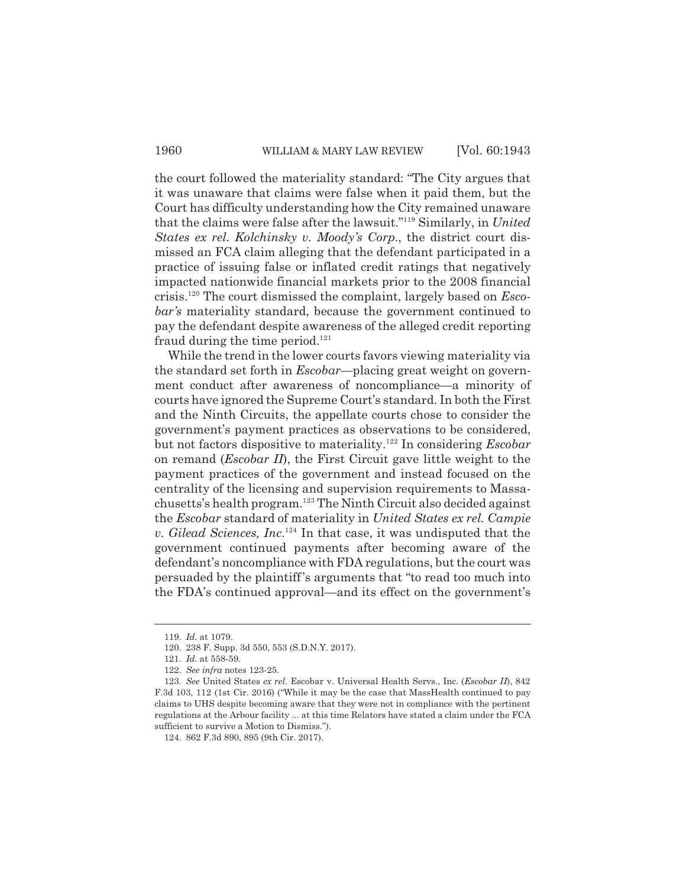the court followed the materiality standard: "The City argues that it was unaware that claims were false when it paid them, but the Court has difficulty understanding how the City remained unaware that the claims were false after the lawsuit."[119] Similarly, in *United States ex rel. Kolchinsky v. Moody's Corp.*, the district court dismissed an FCA claim alleging that the defendant participated in a practice of issuing false or inflated credit ratings that negatively impacted nationwide financial markets prior to the 2008 financial crisis.[120] The court dismissed the complaint, largely based on *Escobar's* materiality standard, because the government continued to pay the defendant despite awareness of the alleged credit reporting fraud during the time period.[121]

While the trend in the lower courts favors viewing materiality via the standard set forth in *Escobar*—placing great weight on government conduct after awareness of noncompliance—a minority of courts have ignored the Supreme Court's standard. In both the First and the Ninth Circuits, the appellate courts chose to consider the government's payment practices as observations to be considered, but not factors dispositive to materiality.[122] In considering *Escobar* on remand (*Escobar II*), the First Circuit gave little weight to the payment practices of the government and instead focused on the centrality of the licensing and supervision requirements to Massachusetts's health program.[123] The Ninth Circuit also decided against the *Escobar* standard of materiality in *United States ex rel. Campie v. Gilead Sciences, Inc.*[124] In that case, it was undisputed that the government continued payments after becoming aware of the defendant's noncompliance with FDA regulations, but the court was persuaded by the plaintiff's arguments that "to read too much into the FDA's continued approval—and its effect on the government's

---

119. *Id.* at 1079.

120. 238 F. Supp. 3d 550, 553 (S.D.N.Y. 2017).

121. *Id.* at 558-59.

122. *See infra* notes 123-25.

123. *See* United States *ex rel.* Escobar v. Universal Health Servs., Inc. (*Escobar II*), 842 F.3d 103, 112 (1st Cir. 2016) ("While it may be the case that MassHealth continued to pay claims to UHS despite becoming aware that they were not in compliance with the pertinent regulations at the Arbour facility ... at this time Relators have stated a claim under the FCA sufficient to survive a Motion to Dismiss.").

124. 862 F.3d 890, 895 (9th Cir. 2017).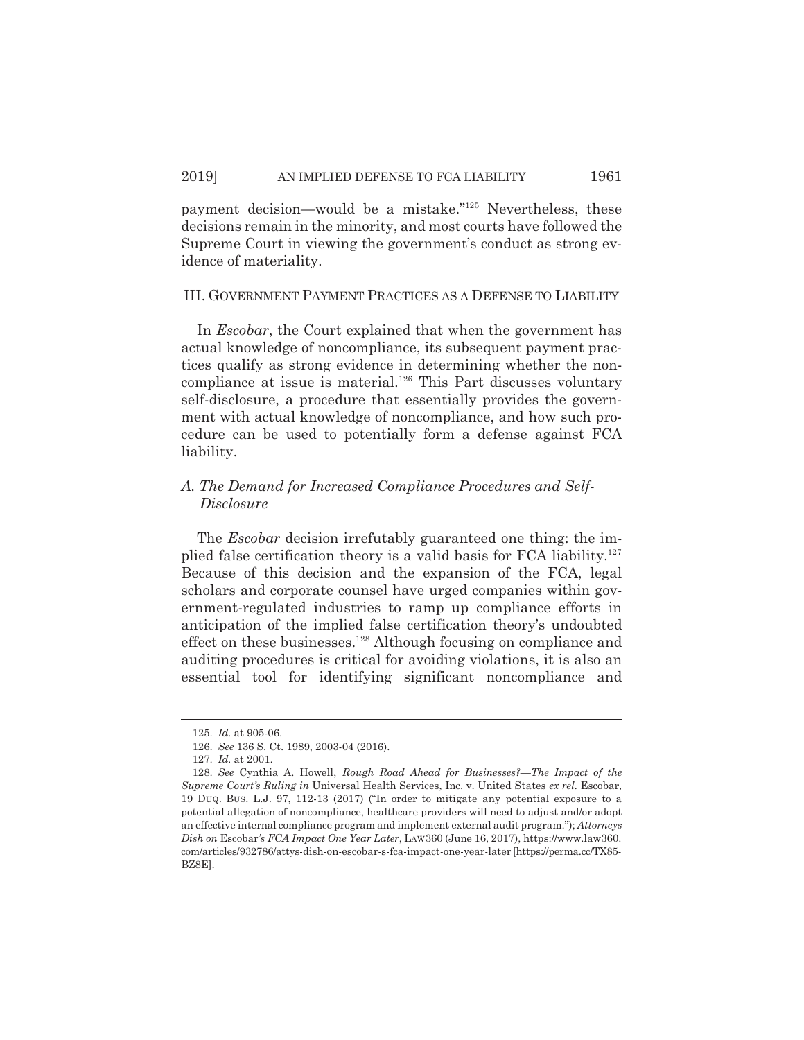payment decision—would be a mistake."[125] Nevertheless, these decisions remain in the minority, and most courts have followed the Supreme Court in viewing the government's conduct as strong evidence of materiality.

## III. GOVERNMENT PAYMENT PRACTICES AS A DEFENSE TO LIABILITY

In *Escobar*, the Court explained that when the government has actual knowledge of noncompliance, its subsequent payment practices qualify as strong evidence in determining whether the noncompliance at issue is material.[126] This Part discusses voluntary self-disclosure, a procedure that essentially provides the government with actual knowledge of noncompliance, and how such procedure can be used to potentially form a defense against FCA liability.

### *A. The Demand for Increased Compliance Procedures and Self-Disclosure*

The *Escobar* decision irrefutably guaranteed one thing: the implied false certification theory is a valid basis for FCA liability.[127] Because of this decision and the expansion of the FCA, legal scholars and corporate counsel have urged companies within government-regulated industries to ramp up compliance efforts in anticipation of the implied false certification theory's undoubted effect on these businesses.[128] Although focusing on compliance and auditing procedures is critical for avoiding violations, it is also an essential tool for identifying significant noncompliance and

---

125. *Id.* at 905-06.

126. *See* 136 S. Ct. 1989, 2003-04 (2016).

127. *Id.* at 2001.

128. *See* Cynthia A. Howell, *Rough Road Ahead for Businesses?—The Impact of the Supreme Court's Ruling in* Universal Health Services, Inc. v. United States *ex rel.* Escobar, 19 DUQ. BUS. L.J. 97, 112-13 (2017) ("In order to mitigate any potential exposure to a potential allegation of noncompliance, healthcare providers will need to adjust and/or adopt an effective internal compliance program and implement external audit program."); *Attorneys Dish on* Escobar*'s FCA Impact One Year Later*, LAW360 (June 16, 2017), https://www.law360.com/articles/932786/attys-dish-on-escobar-s-fca-impact-one-year-later [https://perma.cc/TX85-BZ8E].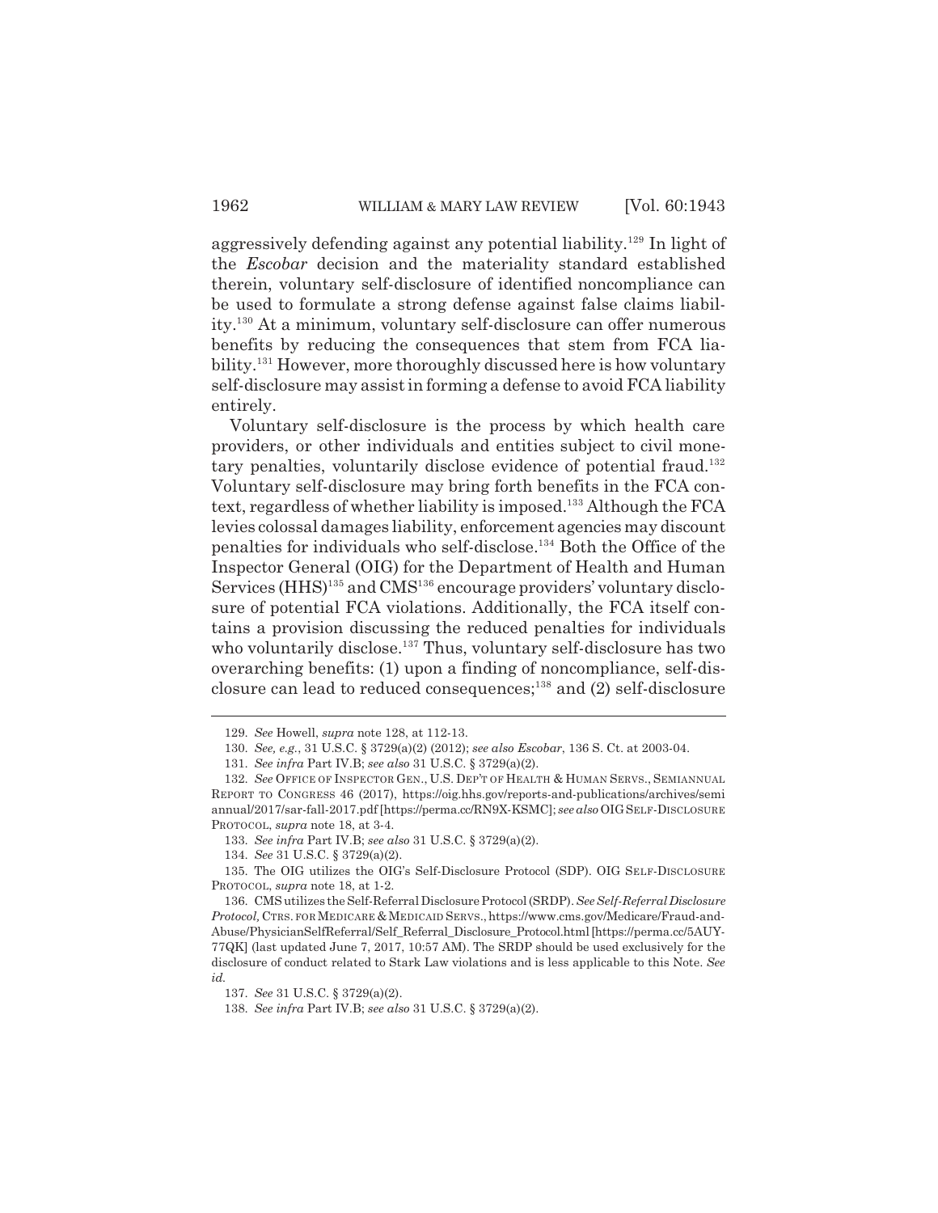aggressively defending against any potential liability.[129] In light of the *Escobar* decision and the materiality standard established therein, voluntary self-disclosure of identified noncompliance can be used to formulate a strong defense against false claims liability.[130] At a minimum, voluntary self-disclosure can offer numerous benefits by reducing the consequences that stem from FCA liability.[131] However, more thoroughly discussed here is how voluntary self-disclosure may assist in forming a defense to avoid FCA liability entirely.

Voluntary self-disclosure is the process by which health care providers, or other individuals and entities subject to civil monetary penalties, voluntarily disclose evidence of potential fraud.[132] Voluntary self-disclosure may bring forth benefits in the FCA context, regardless of whether liability is imposed.[133] Although the FCA levies colossal damages liability, enforcement agencies may discount penalties for individuals who self-disclose.[134] Both the Office of the Inspector General (OIG) for the Department of Health and Human Services (HHS)[135] and CMS[136] encourage providers' voluntary disclosure of potential FCA violations. Additionally, the FCA itself contains a provision discussing the reduced penalties for individuals who voluntarily disclose.[137] Thus, voluntary self-disclosure has two overarching benefits: (1) upon a finding of noncompliance, self-disclosure can lead to reduced consequences;[138] and (2) self-disclosure

---

129. *See* Howell, *supra* note 128, at 112-13.

130. *See, e.g.*, 31 U.S.C. § 3729(a)(2) (2012); *see also Escobar*, 136 S. Ct. at 2003-04.

131. *See infra* Part IV.B; *see also* 31 U.S.C. § 3729(a)(2).

132. *See* OFFICE OF INSPECTOR GEN., U.S. DEP'T OF HEALTH & HUMAN SERVS., SEMIANNUAL REPORT TO CONGRESS 46 (2017), https://oig.hhs.gov/reports-and-publications/archives/semiannual/2017/sar-fall-2017.pdf [https://perma.cc/RN9X-KSMC]; *see also* OIG SELF-DISCLOSURE PROTOCOL, *supra* note 18, at 3-4.

133. *See infra* Part IV.B; *see also* 31 U.S.C. § 3729(a)(2).

134. *See* 31 U.S.C. § 3729(a)(2).

135. The OIG utilizes the OIG's Self-Disclosure Protocol (SDP). OIG SELF-DISCLOSURE PROTOCOL, *supra* note 18, at 1-2.

136. CMS utilizes the Self-Referral Disclosure Protocol (SRDP). *See Self-Referral Disclosure Protocol,* CTRS. FOR MEDICARE & MEDICAID SERVS., https://www.cms.gov/Medicare/Fraud-and-Abuse/PhysicianSelfReferral/Self_Referral_Disclosure_Protocol.html [https://perma.cc/5AUY-77QK] (last updated June 7, 2017, 10:57 AM). The SRDP should be used exclusively for the disclosure of conduct related to Stark Law violations and is less applicable to this Note. *See id.*

137. *See* 31 U.S.C. § 3729(a)(2).

138. *See infra* Part IV.B; *see also* 31 U.S.C. § 3729(a)(2).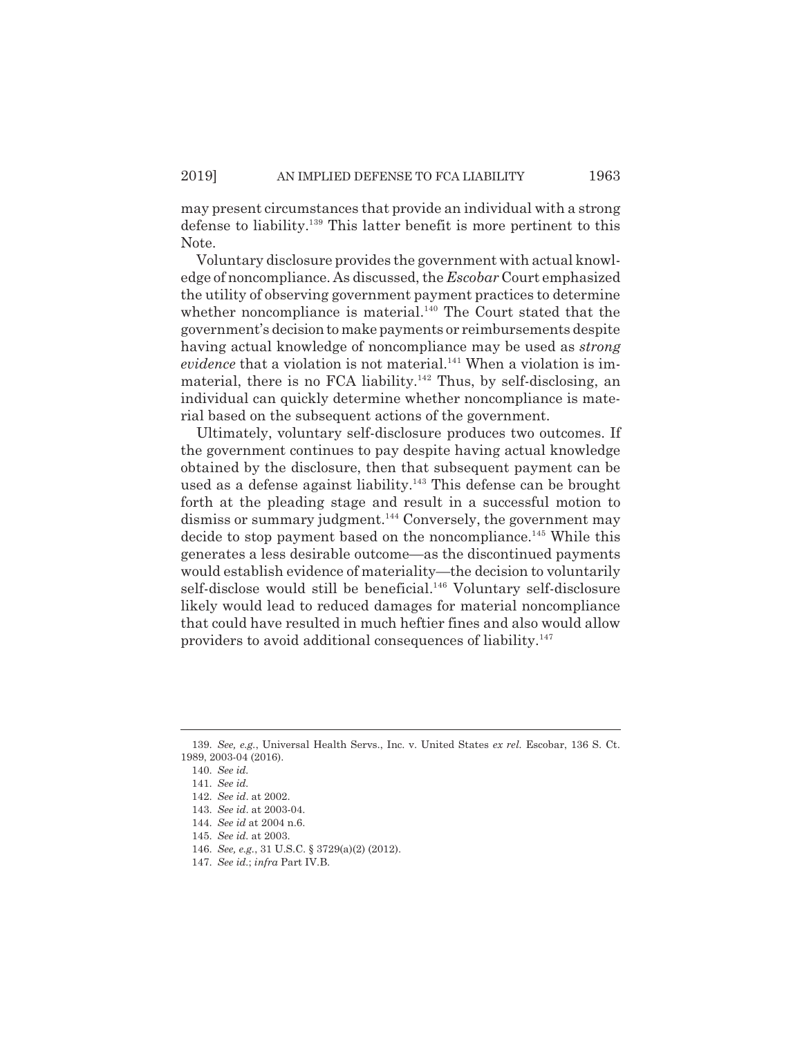may present circumstances that provide an individual with a strong defense to liability.[139] This latter benefit is more pertinent to this Note.

Voluntary disclosure provides the government with actual knowledge of noncompliance. As discussed, the *Escobar* Court emphasized the utility of observing government payment practices to determine whether noncompliance is material.[140] The Court stated that the government's decision to make payments or reimbursements despite having actual knowledge of noncompliance may be used as *strong evidence* that a violation is not material.[141] When a violation is immaterial, there is no FCA liability.[142] Thus, by self-disclosing, an individual can quickly determine whether noncompliance is material based on the subsequent actions of the government.

Ultimately, voluntary self-disclosure produces two outcomes. If the government continues to pay despite having actual knowledge obtained by the disclosure, then that subsequent payment can be used as a defense against liability.[143] This defense can be brought forth at the pleading stage and result in a successful motion to dismiss or summary judgment.[144] Conversely, the government may decide to stop payment based on the noncompliance.[145] While this generates a less desirable outcome—as the discontinued payments would establish evidence of materiality—the decision to voluntarily self-disclose would still be beneficial.[146] Voluntary self-disclosure likely would lead to reduced damages for material noncompliance that could have resulted in much heftier fines and also would allow providers to avoid additional consequences of liability.[147]

---

139. *See, e.g.*, Universal Health Servs., Inc. v. United States *ex rel.* Escobar, 136 S. Ct. 1989, 2003-04 (2016).

140. *See id.*

141. *See id.*

142. *See id*. at 2002.

143. *See id*. at 2003-04.

144. *See id* at 2004 n.6.

145. *See id.* at 2003.

146. *See, e.g.*, 31 U.S.C. § 3729(a)(2) (2012).

147. *See id.*; *infra* Part IV.B.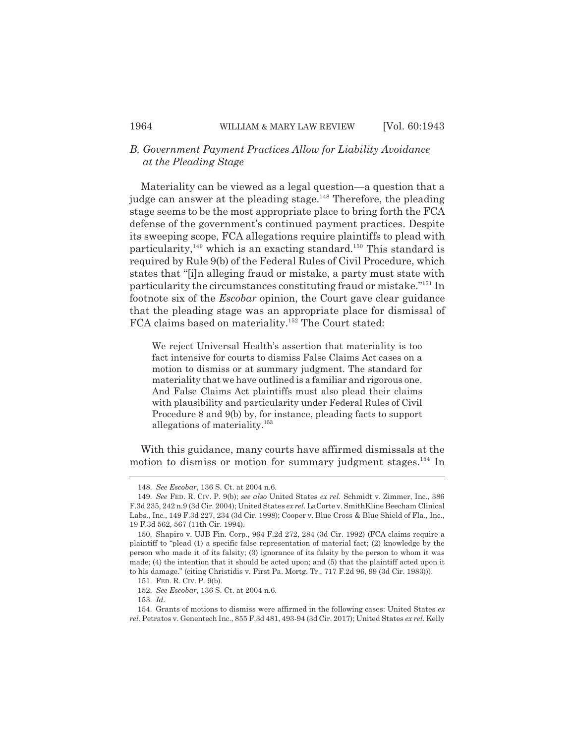### *B. Government Payment Practices Allow for Liability Avoidance at the Pleading Stage*

Materiality can be viewed as a legal question—a question that a judge can answer at the pleading stage.[148] Therefore, the pleading stage seems to be the most appropriate place to bring forth the FCA defense of the government's continued payment practices. Despite its sweeping scope, FCA allegations require plaintiffs to plead with particularity,[149] which is an exacting standard.[150] This standard is required by Rule 9(b) of the Federal Rules of Civil Procedure, which states that "[i]n alleging fraud or mistake, a party must state with particularity the circumstances constituting fraud or mistake."[151] In footnote six of the *Escobar* opinion, the Court gave clear guidance that the pleading stage was an appropriate place for dismissal of FCA claims based on materiality.[152] The Court stated:

> We reject Universal Health's assertion that materiality is too fact intensive for courts to dismiss False Claims Act cases on a motion to dismiss or at summary judgment. The standard for materiality that we have outlined is a familiar and rigorous one. And False Claims Act plaintiffs must also plead their claims with plausibility and particularity under Federal Rules of Civil Procedure 8 and 9(b) by, for instance, pleading facts to support allegations of materiality.[153]

With this guidance, many courts have affirmed dismissals at the motion to dismiss or motion for summary judgment stages.[154] In

---

148. *See Escobar*, 136 S. Ct. at 2004 n.6.

149. *See* FED. R. CIV. P. 9(b); *see also* United States *ex rel.* Schmidt v. Zimmer, Inc., 386 F.3d 235, 242 n.9 (3d Cir. 2004); United States *ex rel.* LaCorte v. SmithKline Beecham Clinical Labs., Inc., 149 F.3d 227, 234 (3d Cir. 1998); Cooper v. Blue Cross & Blue Shield of Fla., Inc., 19 F.3d 562, 567 (11th Cir. 1994).

150. Shapiro v. UJB Fin. Corp., 964 F.2d 272, 284 (3d Cir. 1992) (FCA claims require a plaintiff to "plead (1) a specific false representation of material fact; (2) knowledge by the person who made it of its falsity; (3) ignorance of its falsity by the person to whom it was made; (4) the intention that it should be acted upon; and (5) that the plaintiff acted upon it to his damage." (citing Christidis v. First Pa. Mortg. Tr., 717 F.2d 96, 99 (3d Cir. 1983))).

151. FED. R. CIV. P. 9(b).

152. *See Escobar*, 136 S. Ct. at 2004 n.6.

153. *Id.*

154. Grants of motions to dismiss were affirmed in the following cases: United States *ex rel.* Petratos v. Genentech Inc., 855 F.3d 481, 493-94 (3d Cir. 2017); United States *ex rel.* Kelly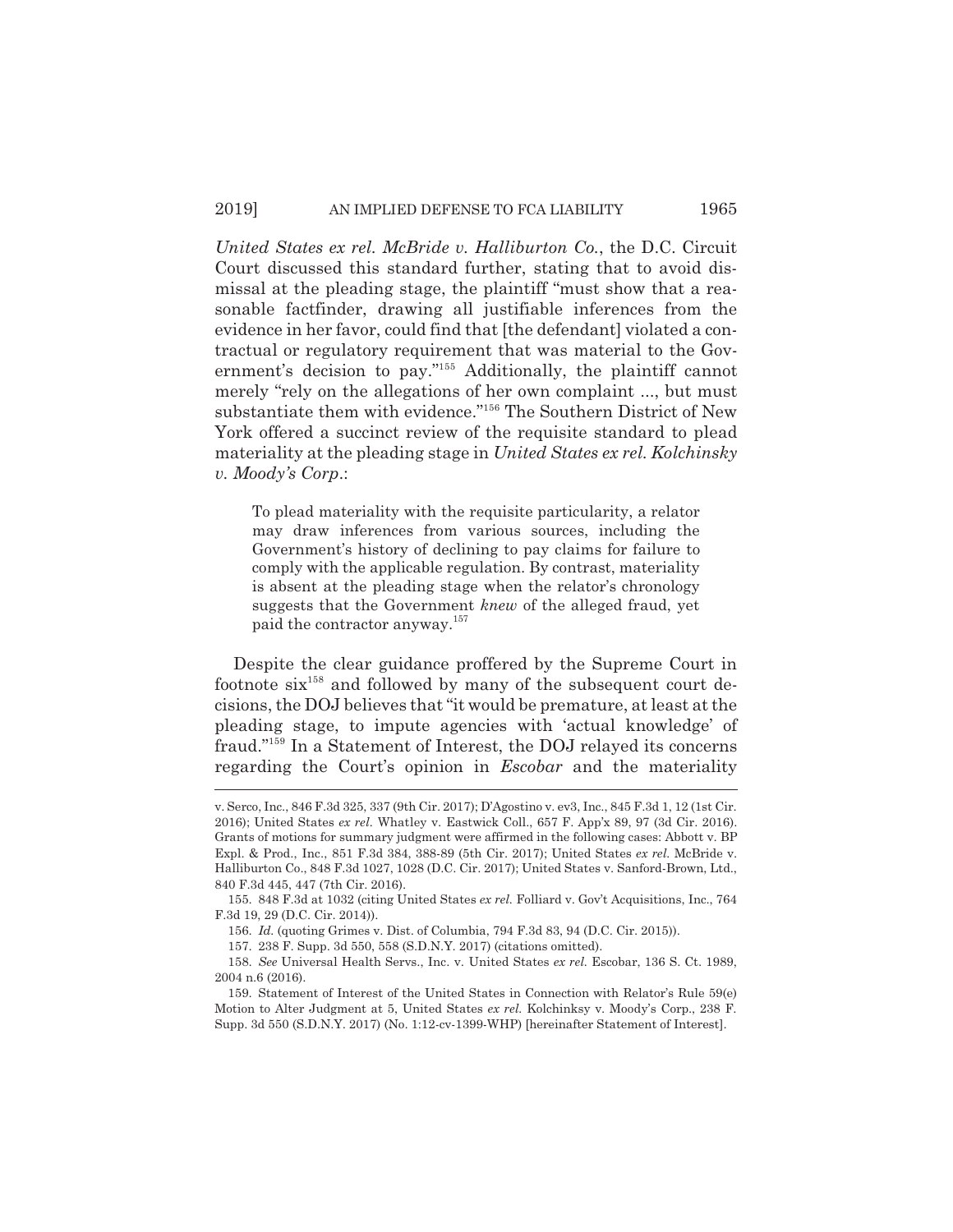*United States ex rel. McBride v. Halliburton Co.*, the D.C. Circuit Court discussed this standard further, stating that to avoid dismissal at the pleading stage, the plaintiff "must show that a reasonable factfinder, drawing all justifiable inferences from the evidence in her favor, could find that [the defendant] violated a contractual or regulatory requirement that was material to the Government's decision to pay."[155] Additionally, the plaintiff cannot merely "rely on the allegations of her own complaint ..., but must substantiate them with evidence."[156] The Southern District of New York offered a succinct review of the requisite standard to plead materiality at the pleading stage in *United States ex rel. Kolchinsky v. Moody's Corp.*:

> To plead materiality with the requisite particularity, a relator may draw inferences from various sources, including the Government's history of declining to pay claims for failure to comply with the applicable regulation. By contrast, materiality is absent at the pleading stage when the relator's chronology suggests that the Government *knew* of the alleged fraud, yet paid the contractor anyway.[157]

Despite the clear guidance proffered by the Supreme Court in footnote six[158] and followed by many of the subsequent court decisions, the DOJ believes that "it would be premature, at least at the pleading stage, to impute agencies with 'actual knowledge' of fraud."[159] In a Statement of Interest, the DOJ relayed its concerns regarding the Court's opinion in *Escobar* and the materiality

---

v. Serco, Inc., 846 F.3d 325, 337 (9th Cir. 2017); D'Agostino v. ev3, Inc., 845 F.3d 1, 12 (1st Cir. 2016); United States *ex rel.* Whatley v. Eastwick Coll., 657 F. App'x 89, 97 (3d Cir. 2016). Grants of motions for summary judgment were affirmed in the following cases: Abbott v. BP Expl. & Prod., Inc., 851 F.3d 384, 388-89 (5th Cir. 2017); United States *ex rel.* McBride v. Halliburton Co., 848 F.3d 1027, 1028 (D.C. Cir. 2017); United States v. Sanford-Brown, Ltd., 840 F.3d 445, 447 (7th Cir. 2016).

155. 848 F.3d at 1032 (citing United States *ex rel.* Folliard v. Gov't Acquisitions, Inc., 764 F.3d 19, 29 (D.C. Cir. 2014)).

156. *Id.* (quoting Grimes v. Dist. of Columbia, 794 F.3d 83, 94 (D.C. Cir. 2015)).

157. 238 F. Supp. 3d 550, 558 (S.D.N.Y. 2017) (citations omitted).

158. *See* Universal Health Servs., Inc. v. United States *ex rel.* Escobar, 136 S. Ct. 1989, 2004 n.6 (2016).

159. Statement of Interest of the United States in Connection with Relator's Rule 59(e) Motion to Alter Judgment at 5, United States *ex rel.* Kolchinksy v. Moody's Corp., 238 F. Supp. 3d 550 (S.D.N.Y. 2017) (No. 1:12-cv-1399-WHP) [hereinafter Statement of Interest].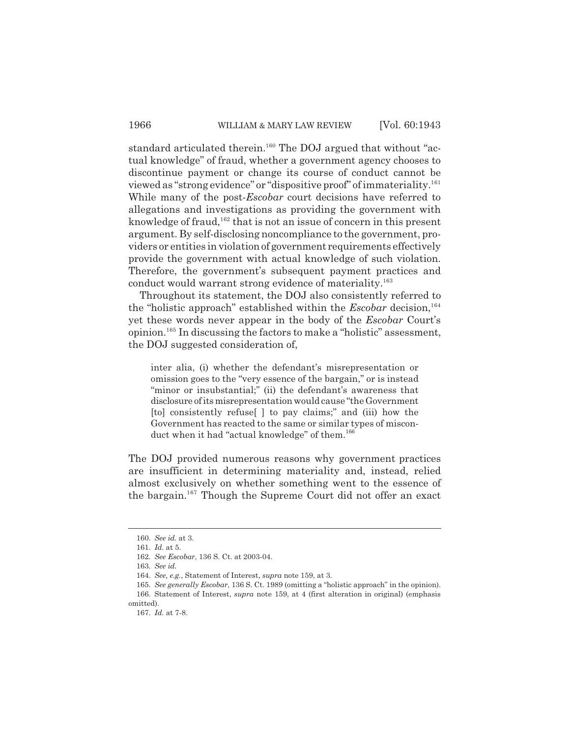standard articulated therein.[160] The DOJ argued that without "actual knowledge" of fraud, whether a government agency chooses to discontinue payment or change its course of conduct cannot be viewed as "strong evidence" or "dispositive proof" of immateriality.[161] While many of the post-*Escobar* court decisions have referred to allegations and investigations as providing the government with knowledge of fraud,[162] that is not an issue of concern in this present argument. By self-disclosing noncompliance to the government, providers or entities in violation of government requirements effectively provide the government with actual knowledge of such violation. Therefore, the government's subsequent payment practices and conduct would warrant strong evidence of materiality.[163]

Throughout its statement, the DOJ also consistently referred to the "holistic approach" established within the *Escobar* decision,[164] yet these words never appear in the body of the *Escobar* Court's opinion.[165] In discussing the factors to make a "holistic" assessment, the DOJ suggested consideration of,

> inter alia, (i) whether the defendant's misrepresentation or omission goes to the "very essence of the bargain," or is instead "minor or insubstantial;" (ii) the defendant's awareness that disclosure of its misrepresentation would cause "the Government [to] consistently refuse[ ] to pay claims;" and (iii) how the Government has reacted to the same or similar types of misconduct when it had "actual knowledge" of them.[166]

The DOJ provided numerous reasons why government practices are insufficient in determining materiality and, instead, relied almost exclusively on whether something went to the essence of the bargain.[167] Though the Supreme Court did not offer an exact

---

160. *See id.* at 3.

161. *Id.* at 5.

162. *See Escobar*, 136 S. Ct. at 2003-04.

163. *See id.*

164. *See, e.g.*, Statement of Interest, *supra* note 159, at 3.

165. *See generally Escobar*, 136 S. Ct. 1989 (omitting a "holistic approach" in the opinion).

166. Statement of Interest, *supra* note 159, at 4 (first alteration in original) (emphasis omitted).

167. *Id.* at 7-8.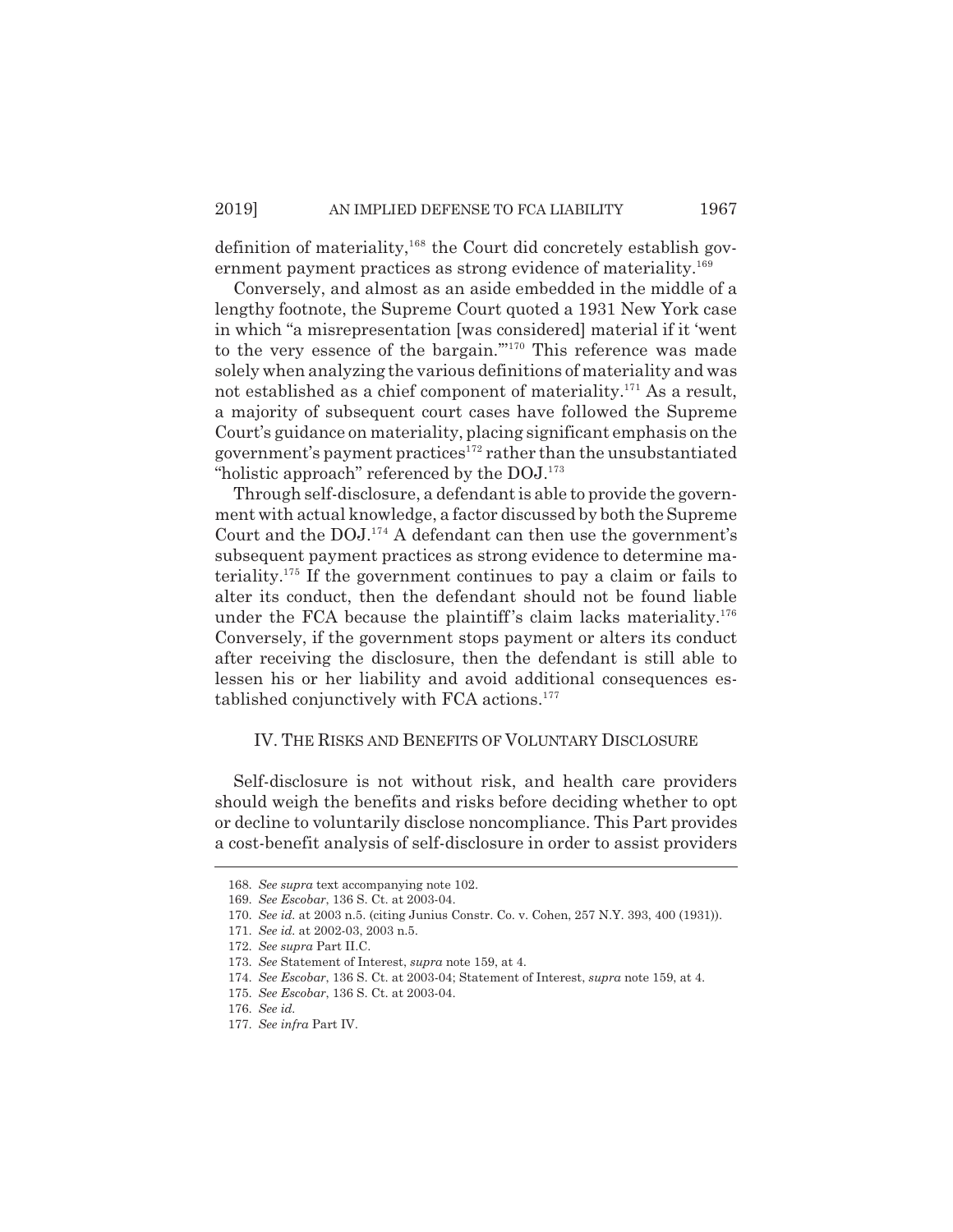definition of materiality,[168] the Court did concretely establish government payment practices as strong evidence of materiality.[169]

Conversely, and almost as an aside embedded in the middle of a lengthy footnote, the Supreme Court quoted a 1931 New York case in which "a misrepresentation [was considered] material if it 'went to the very essence of the bargain.'"[170] This reference was made solely when analyzing the various definitions of materiality and was not established as a chief component of materiality.[171] As a result, a majority of subsequent court cases have followed the Supreme Court's guidance on materiality, placing significant emphasis on the government's payment practices[172] rather than the unsubstantiated "holistic approach" referenced by the DOJ.[173]

Through self-disclosure, a defendant is able to provide the government with actual knowledge, a factor discussed by both the Supreme Court and the DOJ.[174] A defendant can then use the government's subsequent payment practices as strong evidence to determine materiality.[175] If the government continues to pay a claim or fails to alter its conduct, then the defendant should not be found liable under the FCA because the plaintiff's claim lacks materiality.[176] Conversely, if the government stops payment or alters its conduct after receiving the disclosure, then the defendant is still able to lessen his or her liability and avoid additional consequences established conjunctively with FCA actions.[177]

## IV. THE RISKS AND BENEFITS OF VOLUNTARY DISCLOSURE

Self-disclosure is not without risk, and health care providers should weigh the benefits and risks before deciding whether to opt or decline to voluntarily disclose noncompliance. This Part provides a cost-benefit analysis of self-disclosure in order to assist providers

---

168. *See supra* text accompanying note 102.

169. *See Escobar*, 136 S. Ct. at 2003-04.

170. *See id.* at 2003 n.5. (citing Junius Constr. Co. v. Cohen, 257 N.Y. 393, 400 (1931)).

171. *See id.* at 2002-03, 2003 n.5.

172. *See supra* Part II.C.

173. *See* Statement of Interest, *supra* note 159, at 4.

174. *See Escobar*, 136 S. Ct. at 2003-04; Statement of Interest, *supra* note 159, at 4.

175. *See Escobar*, 136 S. Ct. at 2003-04.

176. *See id.*

177. *See infra* Part IV.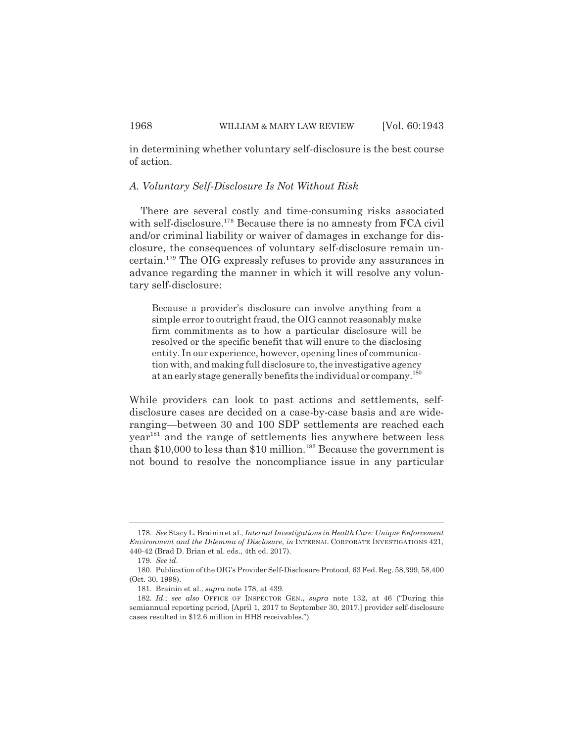in determining whether voluntary self-disclosure is the best course of action.

### *A. Voluntary Self-Disclosure Is Not Without Risk*

There are several costly and time-consuming risks associated with self-disclosure.[178] Because there is no amnesty from FCA civil and/or criminal liability or waiver of damages in exchange for disclosure, the consequences of voluntary self-disclosure remain uncertain.[179] The OIG expressly refuses to provide any assurances in advance regarding the manner in which it will resolve any voluntary self-disclosure:

> Because a provider's disclosure can involve anything from a simple error to outright fraud, the OIG cannot reasonably make firm commitments as to how a particular disclosure will be resolved or the specific benefit that will enure to the disclosing entity. In our experience, however, opening lines of communication with, and making full disclosure to, the investigative agency at an early stage generally benefits the individual or company.[180]

While providers can look to past actions and settlements, self-disclosure cases are decided on a case-by-case basis and are wide-ranging—between 30 and 100 SDP settlements are reached each year[181] and the range of settlements lies anywhere between less than \$10,000 to less than \$10 million.[182] Because the government is not bound to resolve the noncompliance issue in any particular

---

178. *See* Stacy L. Brainin et al., *Internal Investigations in Health Care: Unique Enforcement Environment and the Dilemma of Disclosure*, *in* INTERNAL CORPORATE INVESTIGATIONS 421, 440-42 (Brad D. Brian et al. eds., 4th ed. 2017).

179. *See id.*

180. Publication of the OIG's Provider Self-Disclosure Protocol, 63 Fed. Reg. 58,399, 58,400 (Oct. 30, 1998).

181. Brainin et al., *supra* note 178, at 439.

182. *Id.*; *see also* OFFICE OF INSPECTOR GEN., *supra* note 132, at 46 ("During this semiannual reporting period, [April 1, 2017 to September 30, 2017,] provider self-disclosure cases resulted in \$12.6 million in HHS receivables.").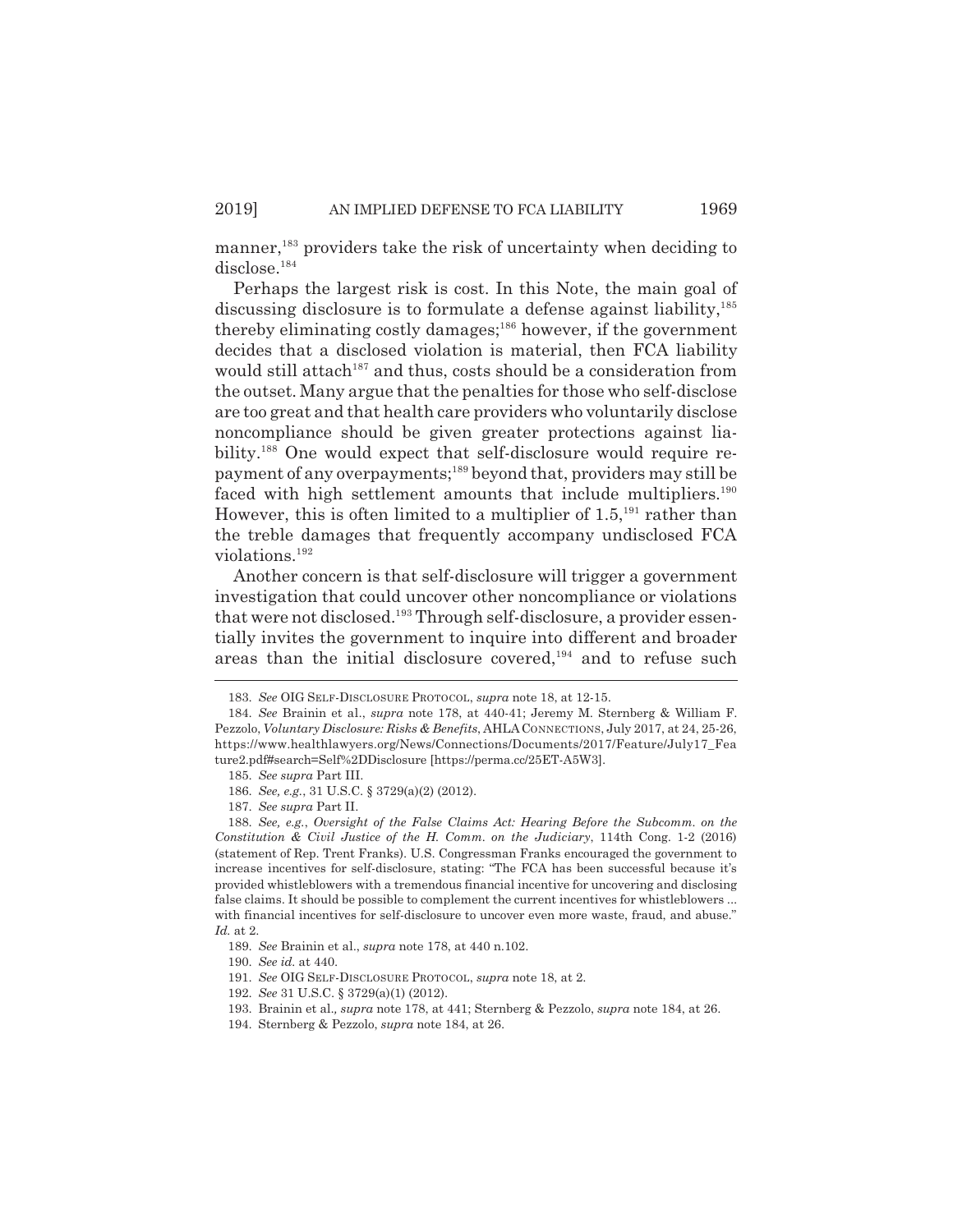manner,[183] providers take the risk of uncertainty when deciding to disclose.[184]

Perhaps the largest risk is cost. In this Note, the main goal of discussing disclosure is to formulate a defense against liability,[185] thereby eliminating costly damages;[186] however, if the government decides that a disclosed violation is material, then FCA liability would still attach[187] and thus, costs should be a consideration from the outset. Many argue that the penalties for those who self-disclose are too great and that health care providers who voluntarily disclose noncompliance should be given greater protections against liability.[188] One would expect that self-disclosure would require repayment of any overpayments;[189] beyond that, providers may still be faced with high settlement amounts that include multipliers.[190] However, this is often limited to a multiplier of 1.5,[191] rather than the treble damages that frequently accompany undisclosed FCA violations.[192]

Another concern is that self-disclosure will trigger a government investigation that could uncover other noncompliance or violations that were not disclosed.[193] Through self-disclosure, a provider essentially invites the government to inquire into different and broader areas than the initial disclosure covered,[194] and to refuse such

---

183. *See* OIG SELF-DISCLOSURE PROTOCOL, *supra* note 18, at 12-15.

184. *See* Brainin et al., *supra* note 178, at 440-41; Jeremy M. Sternberg & William F. Pezzolo, *Voluntary Disclosure: Risks & Benefits*, AHLA CONNECTIONS, July 2017, at 24, 25-26, https://www.healthlawyers.org/News/Connections/Documents/2017/Feature/July17_Feature2.pdf#search=Self%2DDisclosure [https://perma.cc/25ET-A5W3].

185. *See supra* Part III.

186. *See, e.g.*, 31 U.S.C. § 3729(a)(2) (2012).

187. *See supra* Part II.

188. *See, e.g.*, *Oversight of the False Claims Act: Hearing Before the Subcomm. on the Constitution & Civil Justice of the H. Comm. on the Judiciary*, 114th Cong. 1-2 (2016) (statement of Rep. Trent Franks). U.S. Congressman Franks encouraged the government to increase incentives for self-disclosure, stating: "The FCA has been successful because it's provided whistleblowers with a tremendous financial incentive for uncovering and disclosing false claims. It should be possible to complement the current incentives for whistleblowers ... with financial incentives for self-disclosure to uncover even more waste, fraud, and abuse." *Id.* at 2.

189. *See* Brainin et al., *supra* note 178, at 440 n.102.

190. *See id.* at 440.

191. *See* OIG SELF-DISCLOSURE PROTOCOL, *supra* note 18, at 2.

192. *See* 31 U.S.C. § 3729(a)(1) (2012).

193. Brainin et al., *supra* note 178, at 441; Sternberg & Pezzolo, *supra* note 184, at 26.

194. Sternberg & Pezzolo, *supra* note 184, at 26.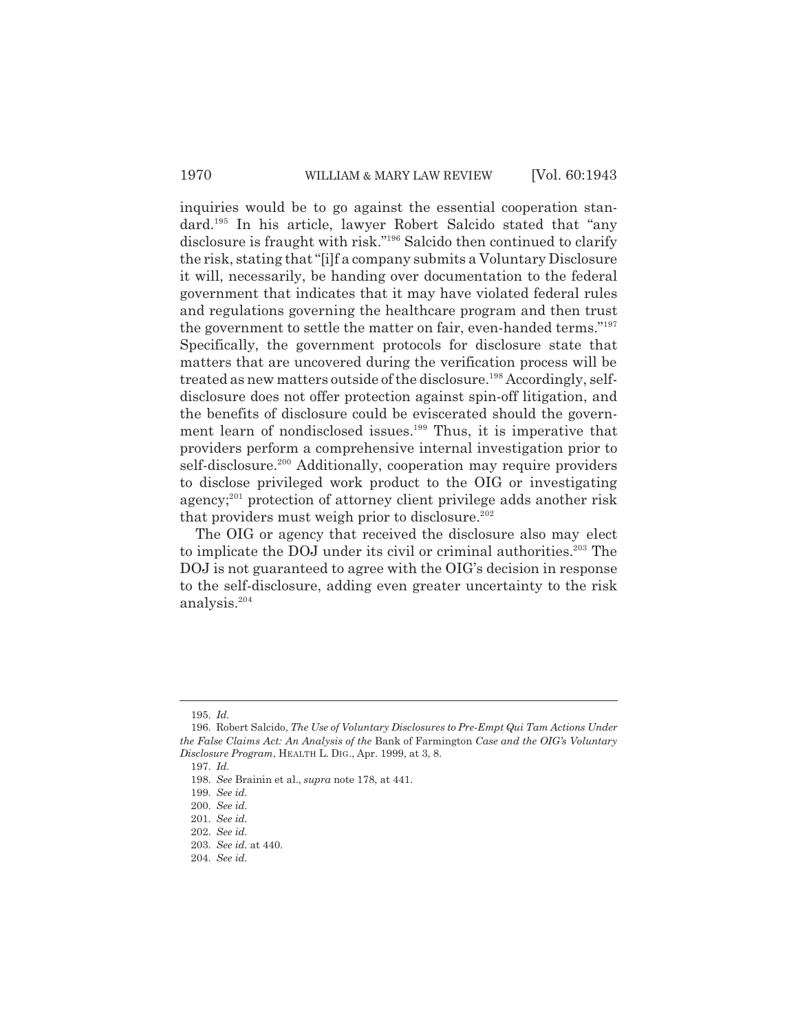inquiries would be to go against the essential cooperation standard.[195] In his article, lawyer Robert Salcido stated that "any disclosure is fraught with risk."[196] Salcido then continued to clarify the risk, stating that "[i]f a company submits a Voluntary Disclosure it will, necessarily, be handing over documentation to the federal government that indicates that it may have violated federal rules and regulations governing the healthcare program and then trust the government to settle the matter on fair, even-handed terms."[197] Specifically, the government protocols for disclosure state that matters that are uncovered during the verification process will be treated as new matters outside of the disclosure.[198] Accordingly, self-disclosure does not offer protection against spin-off litigation, and the benefits of disclosure could be eviscerated should the government learn of nondisclosed issues.[199] Thus, it is imperative that providers perform a comprehensive internal investigation prior to self-disclosure.[200] Additionally, cooperation may require providers to disclose privileged work product to the OIG or investigating agency;[201] protection of attorney client privilege adds another risk that providers must weigh prior to disclosure.[202]

The OIG or agency that received the disclosure also may elect to implicate the DOJ under its civil or criminal authorities.[203] The DOJ is not guaranteed to agree with the OIG's decision in response to the self-disclosure, adding even greater uncertainty to the risk analysis.[204]

---

195. *Id.*

196. Robert Salcido, *The Use of Voluntary Disclosures to Pre-Empt Qui Tam Actions Under the False Claims Act: An Analysis of the* Bank of Farmington *Case and the OIG's Voluntary Disclosure Program*, HEALTH L. DIG., Apr. 1999, at 3, 8.

197. *Id.*

198. *See* Brainin et al., *supra* note 178, at 441.

199. *See id.*

200. *See id.*

201. *See id.*

202. *See id.*

203. *See id.* at 440.

204. *See id.*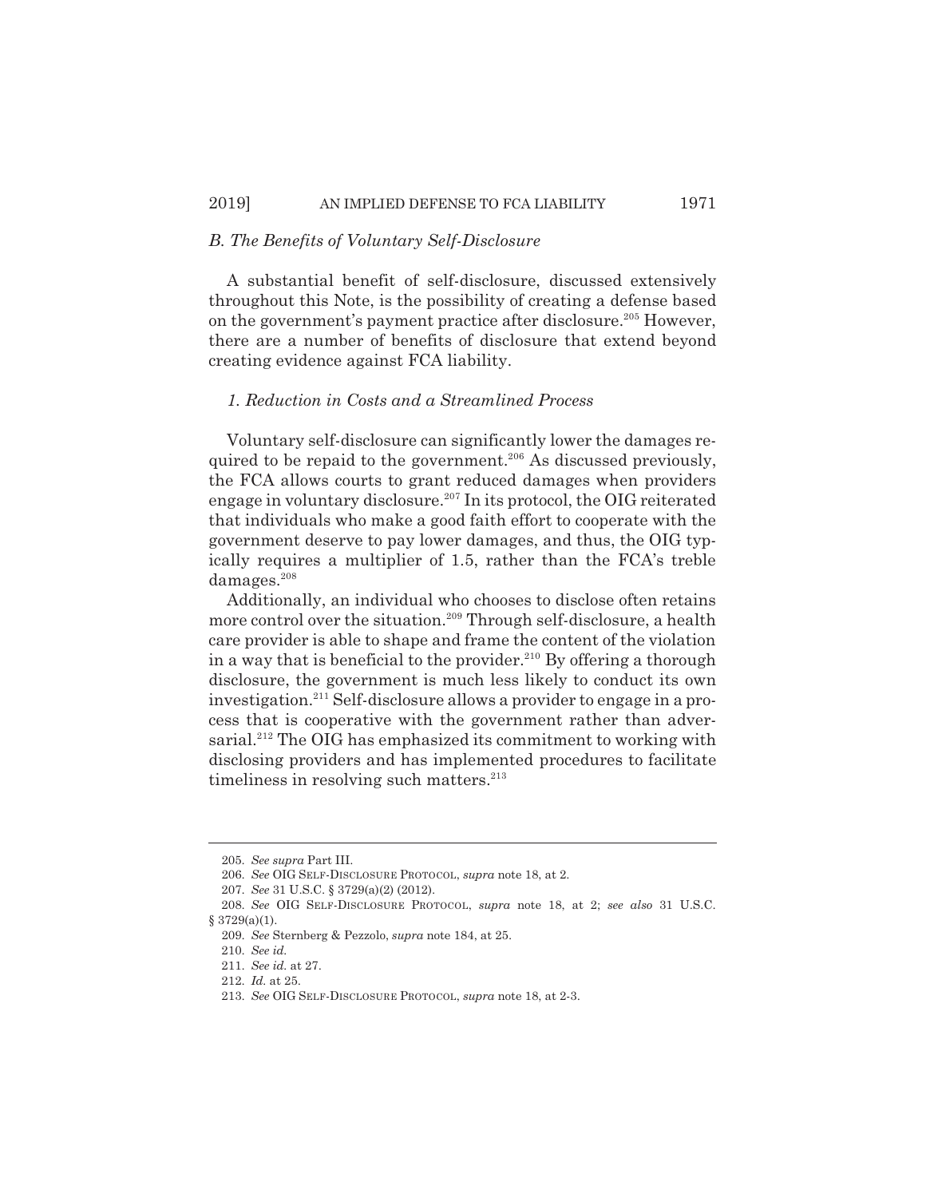### *B. The Benefits of Voluntary Self-Disclosure*

A substantial benefit of self-disclosure, discussed extensively throughout this Note, is the possibility of creating a defense based on the government's payment practice after disclosure.[205] However, there are a number of benefits of disclosure that extend beyond creating evidence against FCA liability.

#### *1. Reduction in Costs and a Streamlined Process*

Voluntary self-disclosure can significantly lower the damages required to be repaid to the government.[206] As discussed previously, the FCA allows courts to grant reduced damages when providers engage in voluntary disclosure.[207] In its protocol, the OIG reiterated that individuals who make a good faith effort to cooperate with the government deserve to pay lower damages, and thus, the OIG typically requires a multiplier of 1.5, rather than the FCA's treble damages.[208]

Additionally, an individual who chooses to disclose often retains more control over the situation.[209] Through self-disclosure, a health care provider is able to shape and frame the content of the violation in a way that is beneficial to the provider.[210] By offering a thorough disclosure, the government is much less likely to conduct its own investigation.[211] Self-disclosure allows a provider to engage in a process that is cooperative with the government rather than adversarial.[212] The OIG has emphasized its commitment to working with disclosing providers and has implemented procedures to facilitate timeliness in resolving such matters.[213]

---

205. *See supra* Part III.

206. *See* OIG SELF-DISCLOSURE PROTOCOL, *supra* note 18, at 2.

207. *See* 31 U.S.C. § 3729(a)(2) (2012).

208. *See* OIG SELF-DISCLOSURE PROTOCOL, *supra* note 18, at 2; *see also* 31 U.S.C. § 3729(a)(1).

209. *See* Sternberg & Pezzolo, *supra* note 184, at 25.

210. *See id.*

211. *See id.* at 27.

212. *Id.* at 25.

213. *See* OIG SELF-DISCLOSURE PROTOCOL, *supra* note 18, at 2-3.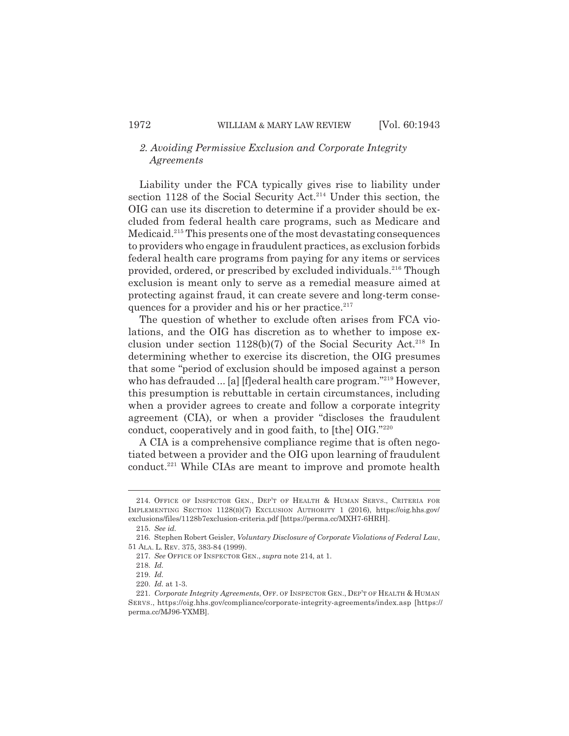### *2. Avoiding Permissive Exclusion and Corporate Integrity Agreements*

Liability under the FCA typically gives rise to liability under section 1128 of the Social Security Act.[214] Under this section, the OIG can use its discretion to determine if a provider should be excluded from federal health care programs, such as Medicare and Medicaid.[215] This presents one of the most devastating consequences to providers who engage in fraudulent practices, as exclusion forbids federal health care programs from paying for any items or services provided, ordered, or prescribed by excluded individuals.[216] Though exclusion is meant only to serve as a remedial measure aimed at protecting against fraud, it can create severe and long-term consequences for a provider and his or her practice.[217]

The question of whether to exclude often arises from FCA violations, and the OIG has discretion as to whether to impose exclusion under section 1128(b)(7) of the Social Security Act.[218] In determining whether to exercise its discretion, the OIG presumes that some "period of exclusion should be imposed against a person who has defrauded ... [a] [f]ederal health care program."[219] However, this presumption is rebuttable in certain circumstances, including when a provider agrees to create and follow a corporate integrity agreement (CIA), or when a provider "discloses the fraudulent conduct, cooperatively and in good faith, to [the] OIG."[220]

A CIA is a comprehensive compliance regime that is often negotiated between a provider and the OIG upon learning of fraudulent conduct.[221] While CIAs are meant to improve and promote health

---

214. OFFICE OF INSPECTOR GEN., DEP'T OF HEALTH & HUMAN SERVS., CRITERIA FOR IMPLEMENTING SECTION 1128(B)(7) EXCLUSION AUTHORITY 1 (2016), https://oig.hhs.gov/exclusions/files/1128b7exclusion-criteria.pdf [https://perma.cc/MXH7-6HRH].

215. *See id.*

216. Stephen Robert Geisler, *Voluntary Disclosure of Corporate Violations of Federal Law*, 51 ALA. L. REV. 375, 383-84 (1999).

217. *See* OFFICE OF INSPECTOR GEN., *supra* note 214, at 1.

218. *Id.*

219. *Id.*

220. *Id.* at 1-3.

221. *Corporate Integrity Agreements*, OFF. OF INSPECTOR GEN., DEP'T OF HEALTH & HUMAN SERVS., https://oig.hhs.gov/compliance/corporate-integrity-agreements/index.asp [https://perma.cc/MJ96-YXMB].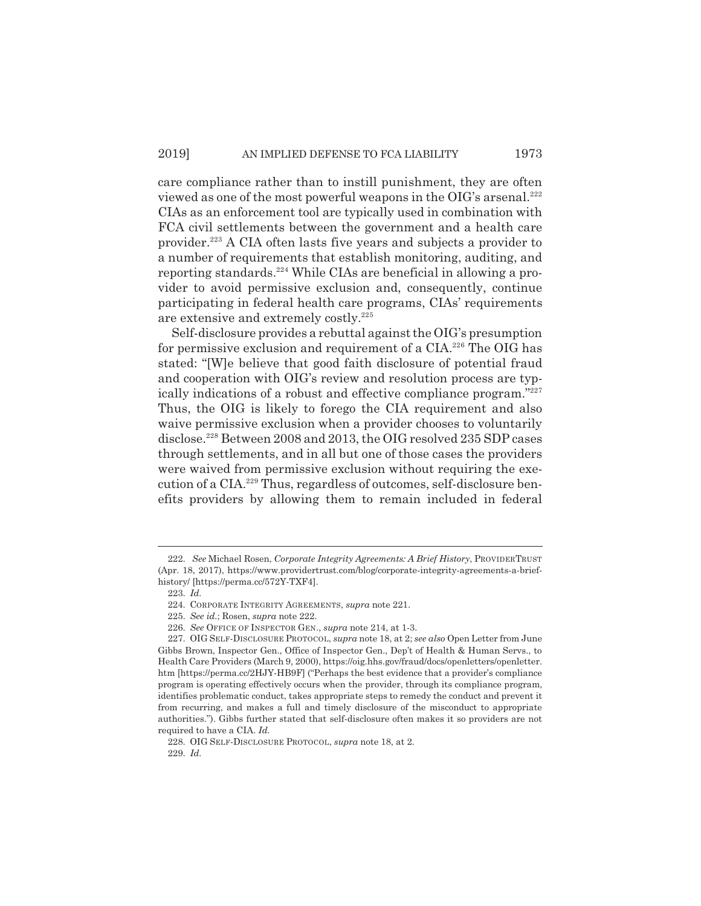care compliance rather than to instill punishment, they are often viewed as one of the most powerful weapons in the OIG's arsenal.[222] CIAs as an enforcement tool are typically used in combination with FCA civil settlements between the government and a health care provider.[223] A CIA often lasts five years and subjects a provider to a number of requirements that establish monitoring, auditing, and reporting standards.[224] While CIAs are beneficial in allowing a provider to avoid permissive exclusion and, consequently, continue participating in federal health care programs, CIAs' requirements are extensive and extremely costly.[225]

Self-disclosure provides a rebuttal against the OIG's presumption for permissive exclusion and requirement of a CIA.[226] The OIG has stated: "[W]e believe that good faith disclosure of potential fraud and cooperation with OIG's review and resolution process are typically indications of a robust and effective compliance program."[227] Thus, the OIG is likely to forego the CIA requirement and also waive permissive exclusion when a provider chooses to voluntarily disclose.[228] Between 2008 and 2013, the OIG resolved 235 SDP cases through settlements, and in all but one of those cases the providers were waived from permissive exclusion without requiring the execution of a CIA.[229] Thus, regardless of outcomes, self-disclosure benefits providers by allowing them to remain included in federal

---

222. *See* Michael Rosen, *Corporate Integrity Agreements: A Brief History*, PROVIDERTRUST (Apr. 18, 2017), https://www.providertrust.com/blog/corporate-integrity-agreements-a-brief-history/ [https://perma.cc/572Y-TXF4].

223. *Id.*

224. CORPORATE INTEGRITY AGREEMENTS, *supra* note 221.

225. *See id.*; Rosen, *supra* note 222.

226. *See* OFFICE OF INSPECTOR GEN., *supra* note 214, at 1-3.

227. OIG SELF-DISCLOSURE PROTOCOL, *supra* note 18, at 2; *see also* Open Letter from June Gibbs Brown, Inspector Gen., Office of Inspector Gen., Dep't of Health & Human Servs., to Health Care Providers (March 9, 2000), https://oig.hhs.gov/fraud/docs/openletters/openletter.htm [https://perma.cc/2HJY-HB9F] ("Perhaps the best evidence that a provider's compliance program is operating effectively occurs when the provider, through its compliance program, identifies problematic conduct, takes appropriate steps to remedy the conduct and prevent it from recurring, and makes a full and timely disclosure of the misconduct to appropriate authorities."). Gibbs further stated that self-disclosure often makes it so providers are not required to have a CIA. *Id.*

228. OIG SELF-DISCLOSURE PROTOCOL, *supra* note 18, at 2.

229. *Id.*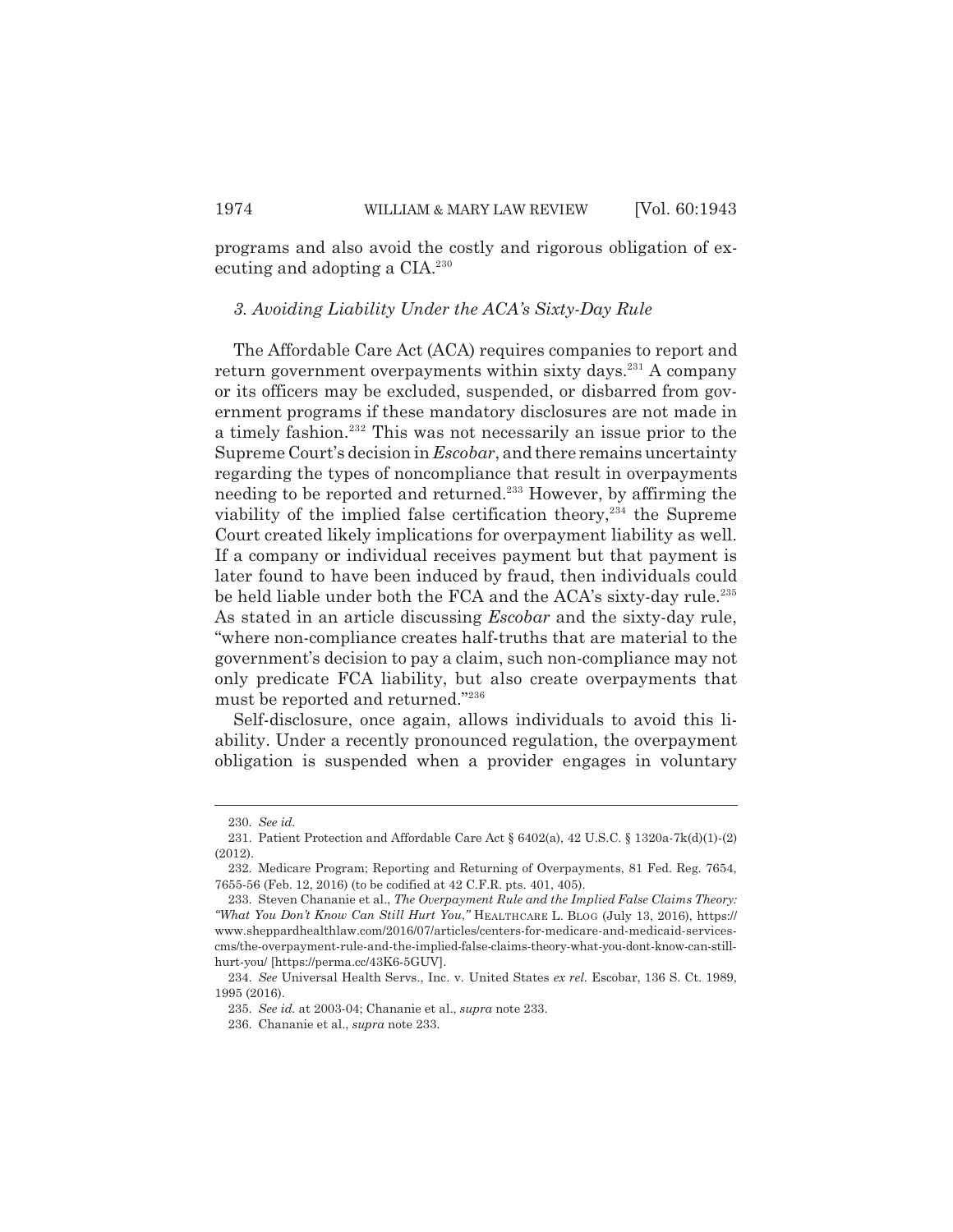programs and also avoid the costly and rigorous obligation of executing and adopting a CIA.[230]

### *3. Avoiding Liability Under the ACA's Sixty-Day Rule*

The Affordable Care Act (ACA) requires companies to report and return government overpayments within sixty days.[231] A company or its officers may be excluded, suspended, or disbarred from government programs if these mandatory disclosures are not made in a timely fashion.[232] This was not necessarily an issue prior to the Supreme Court's decision in *Escobar*, and there remains uncertainty regarding the types of noncompliance that result in overpayments needing to be reported and returned.[233] However, by affirming the viability of the implied false certification theory,[234] the Supreme Court created likely implications for overpayment liability as well. If a company or individual receives payment but that payment is later found to have been induced by fraud, then individuals could be held liable under both the FCA and the ACA's sixty-day rule.[235] As stated in an article discussing *Escobar* and the sixty-day rule, "where non-compliance creates half-truths that are material to the government's decision to pay a claim, such non-compliance may not only predicate FCA liability, but also create overpayments that must be reported and returned."[236]

Self-disclosure, once again, allows individuals to avoid this liability. Under a recently pronounced regulation, the overpayment obligation is suspended when a provider engages in voluntary

---

230. *See id.*

231. Patient Protection and Affordable Care Act § 6402(a), 42 U.S.C. § 1320a-7k(d)(1)-(2) (2012).

232. Medicare Program; Reporting and Returning of Overpayments, 81 Fed. Reg. 7654, 7655-56 (Feb. 12, 2016) (to be codified at 42 C.F.R. pts. 401, 405).

233. Steven Chananie et al., *The Overpayment Rule and the Implied False Claims Theory: "What You Don't Know Can Still Hurt You,"* HEALTHCARE L. BLOG (July 13, 2016), https://www.sheppardhealthlaw.com/2016/07/articles/centers-for-medicare-and-medicaid-services-cms/the-overpayment-rule-and-the-implied-false-claims-theory-what-you-dont-know-can-still-hurt-you/ [https://perma.cc/43K6-5GUV].

234. *See* Universal Health Servs., Inc. v. United States *ex rel.* Escobar, 136 S. Ct. 1989, 1995 (2016).

235. *See id.* at 2003-04; Chananie et al., *supra* note 233.

236. Chananie et al., *supra* note 233.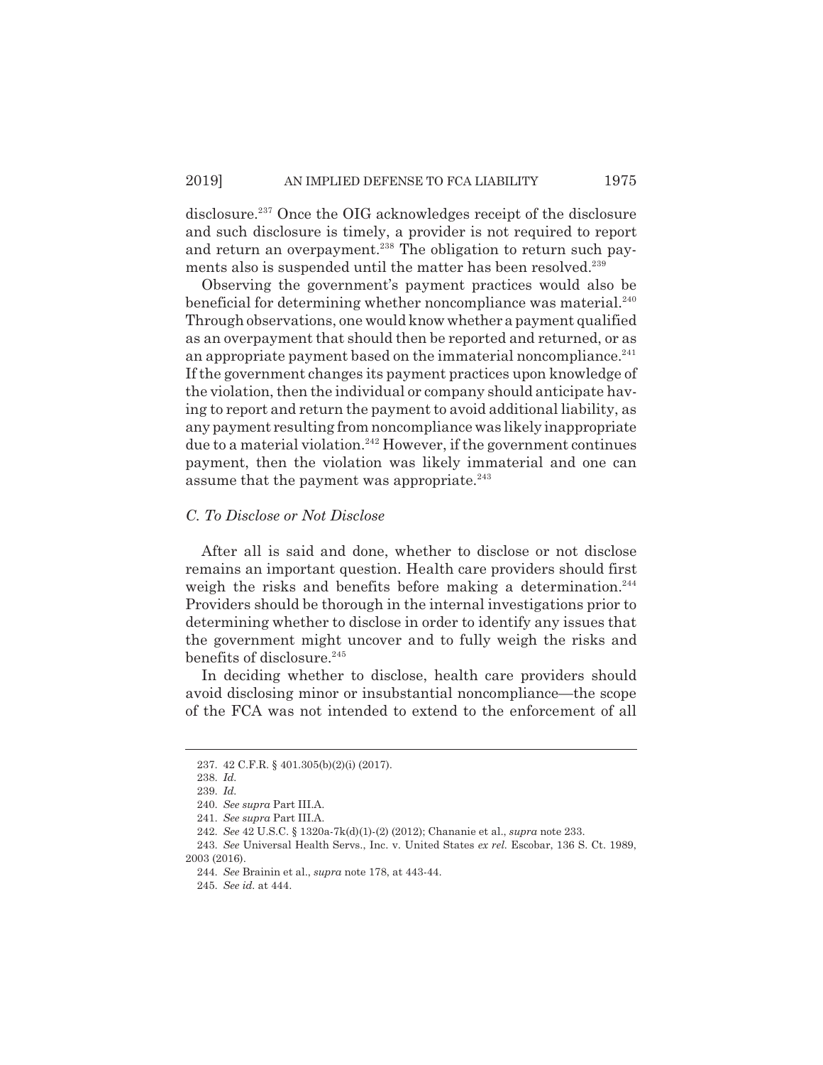disclosure.[237] Once the OIG acknowledges receipt of the disclosure and such disclosure is timely, a provider is not required to report and return an overpayment.[238] The obligation to return such payments also is suspended until the matter has been resolved.[239]

Observing the government's payment practices would also be beneficial for determining whether noncompliance was material.[240] Through observations, one would know whether a payment qualified as an overpayment that should then be reported and returned, or as an appropriate payment based on the immaterial noncompliance.[241] If the government changes its payment practices upon knowledge of the violation, then the individual or company should anticipate having to report and return the payment to avoid additional liability, as any payment resulting from noncompliance was likely inappropriate due to a material violation.[242] However, if the government continues payment, then the violation was likely immaterial and one can assume that the payment was appropriate.[243]

### *C. To Disclose or Not Disclose*

After all is said and done, whether to disclose or not disclose remains an important question. Health care providers should first weigh the risks and benefits before making a determination.[244] Providers should be thorough in the internal investigations prior to determining whether to disclose in order to identify any issues that the government might uncover and to fully weigh the risks and benefits of disclosure.[245]

In deciding whether to disclose, health care providers should avoid disclosing minor or insubstantial noncompliance—the scope of the FCA was not intended to extend to the enforcement of all

---

237. 42 C.F.R. § 401.305(b)(2)(i) (2017).

238. *Id.*

239. *Id.*

240. *See supra* Part III.A.

241. *See supra* Part III.A.

242. *See* 42 U.S.C. § 1320a-7k(d)(1)-(2) (2012); Chananie et al., *supra* note 233.

243. *See* Universal Health Servs., Inc. v. United States *ex rel.* Escobar, 136 S. Ct. 1989, 2003 (2016).

244. *See* Brainin et al., *supra* note 178, at 443-44.

245. *See id.* at 444.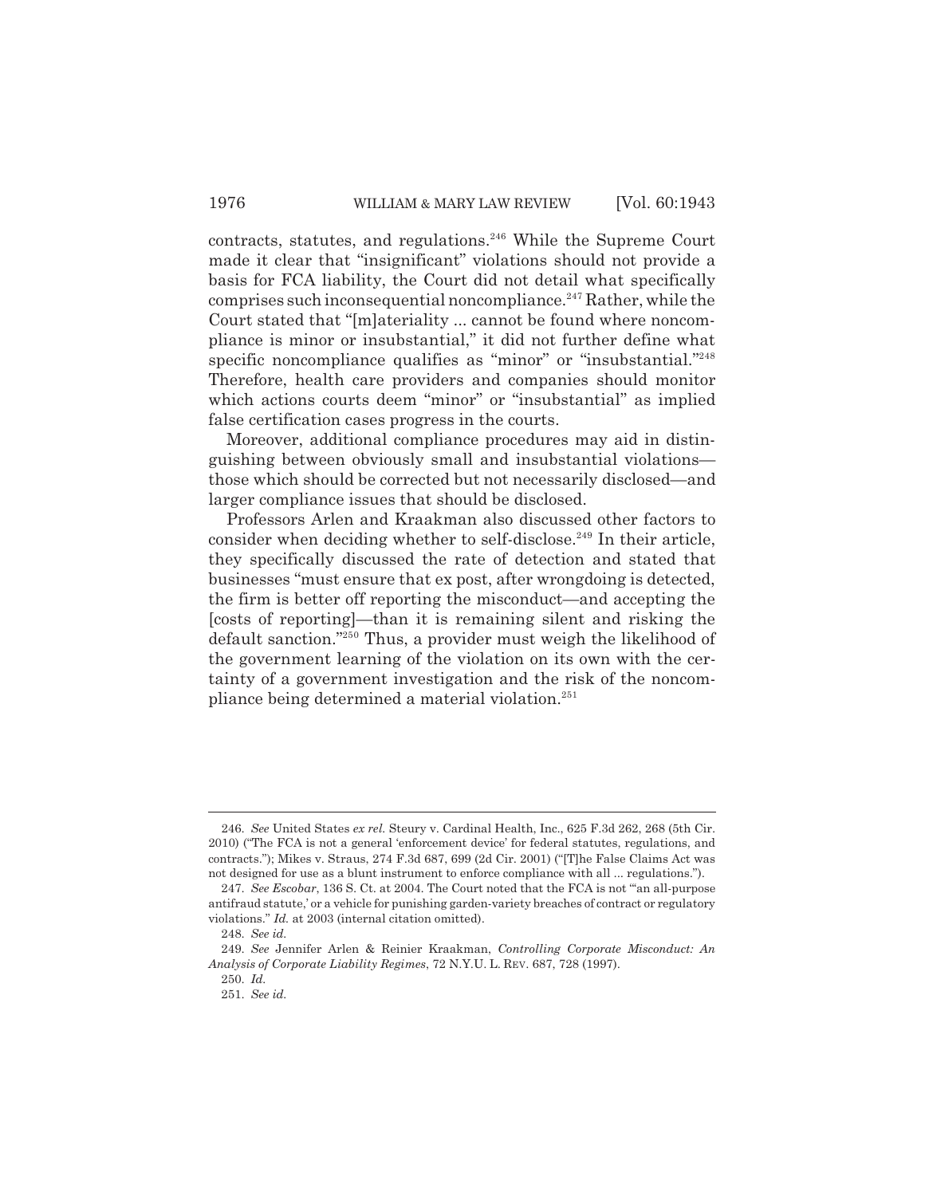contracts, statutes, and regulations.[246] While the Supreme Court made it clear that "insignificant" violations should not provide a basis for FCA liability, the Court did not detail what specifically comprises such inconsequential noncompliance.[247] Rather, while the Court stated that "[m]ateriality ... cannot be found where noncompliance is minor or insubstantial," it did not further define what specific noncompliance qualifies as "minor" or "insubstantial."[248] Therefore, health care providers and companies should monitor which actions courts deem "minor" or "insubstantial" as implied false certification cases progress in the courts.

Moreover, additional compliance procedures may aid in distinguishing between obviously small and insubstantial violations—those which should be corrected but not necessarily disclosed—and larger compliance issues that should be disclosed.

Professors Arlen and Kraakman also discussed other factors to consider when deciding whether to self-disclose.[249] In their article, they specifically discussed the rate of detection and stated that businesses "must ensure that ex post, after wrongdoing is detected, the firm is better off reporting the misconduct—and accepting the [costs of reporting]—than it is remaining silent and risking the default sanction."[250] Thus, a provider must weigh the likelihood of the government learning of the violation on its own with the certainty of a government investigation and the risk of the noncompliance being determined a material violation.[251]

---

246. *See* United States *ex rel.* Steury v. Cardinal Health, Inc., 625 F.3d 262, 268 (5th Cir. 2010) ("The FCA is not a general 'enforcement device' for federal statutes, regulations, and contracts."); Mikes v. Straus, 274 F.3d 687, 699 (2d Cir. 2001) ("[T]he False Claims Act was not designed for use as a blunt instrument to enforce compliance with all ... regulations.").

247. *See Escobar*, 136 S. Ct. at 2004. The Court noted that the FCA is not "'an all-purpose antifraud statute,' or a vehicle for punishing garden-variety breaches of contract or regulatory violations." *Id.* at 2003 (internal citation omitted).

248. *See id.*

249. *See* Jennifer Arlen & Reinier Kraakman, *Controlling Corporate Misconduct: An Analysis of Corporate Liability Regimes*, 72 N.Y.U. L. REV. 687, 728 (1997).

250. *Id.*

251. *See id.*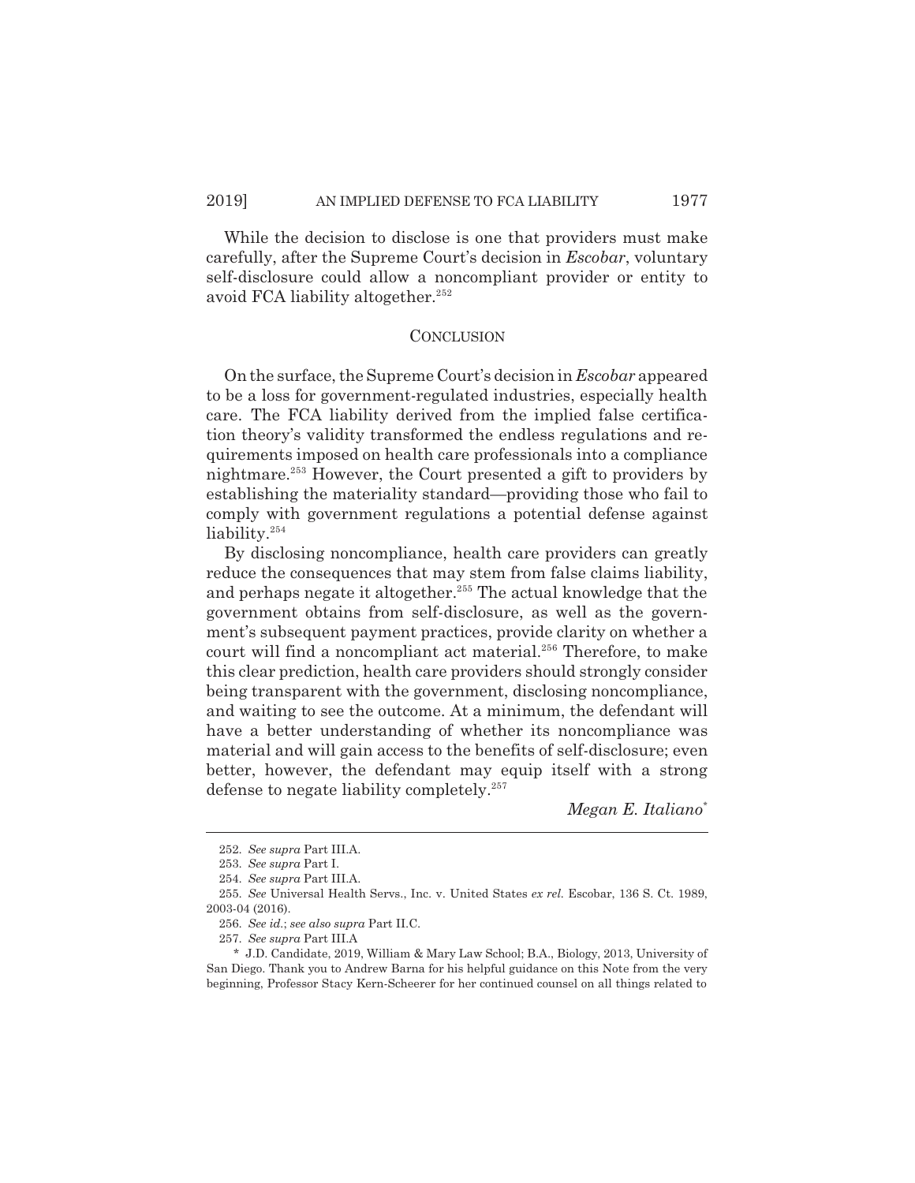While the decision to disclose is one that providers must make carefully, after the Supreme Court's decision in *Escobar*, voluntary self-disclosure could allow a noncompliant provider or entity to avoid FCA liability altogether.[252]

## CONCLUSION

On the surface, the Supreme Court's decision in *Escobar* appeared to be a loss for government-regulated industries, especially health care. The FCA liability derived from the implied false certification theory's validity transformed the endless regulations and requirements imposed on health care professionals into a compliance nightmare.[253] However, the Court presented a gift to providers by establishing the materiality standard—providing those who fail to comply with government regulations a potential defense against liability.[254]

By disclosing noncompliance, health care providers can greatly reduce the consequences that may stem from false claims liability, and perhaps negate it altogether.[255] The actual knowledge that the government obtains from self-disclosure, as well as the government's subsequent payment practices, provide clarity on whether a court will find a noncompliant act material.[256] Therefore, to make this clear prediction, health care providers should strongly consider being transparent with the government, disclosing noncompliance, and waiting to see the outcome. At a minimum, the defendant will have a better understanding of whether its noncompliance was material and will gain access to the benefits of self-disclosure; even better, however, the defendant may equip itself with a strong defense to negate liability completely.[257]

*Megan E. Italiano*[*]

---

252. *See supra* Part III.A.

253. *See supra* Part I.

254. *See supra* Part III.A.

255. *See* Universal Health Servs., Inc. v. United States *ex rel.* Escobar, 136 S. Ct. 1989, 2003-04 (2016).

256. *See id.*; *see also supra* Part II.C.

257. *See supra* Part III.A

\* J.D. Candidate, 2019, William & Mary Law School; B.A., Biology, 2013, University of San Diego. Thank you to Andrew Barna for his helpful guidance on this Note from the very beginning, Professor Stacy Kern-Scheerer for her continued counsel on all things related to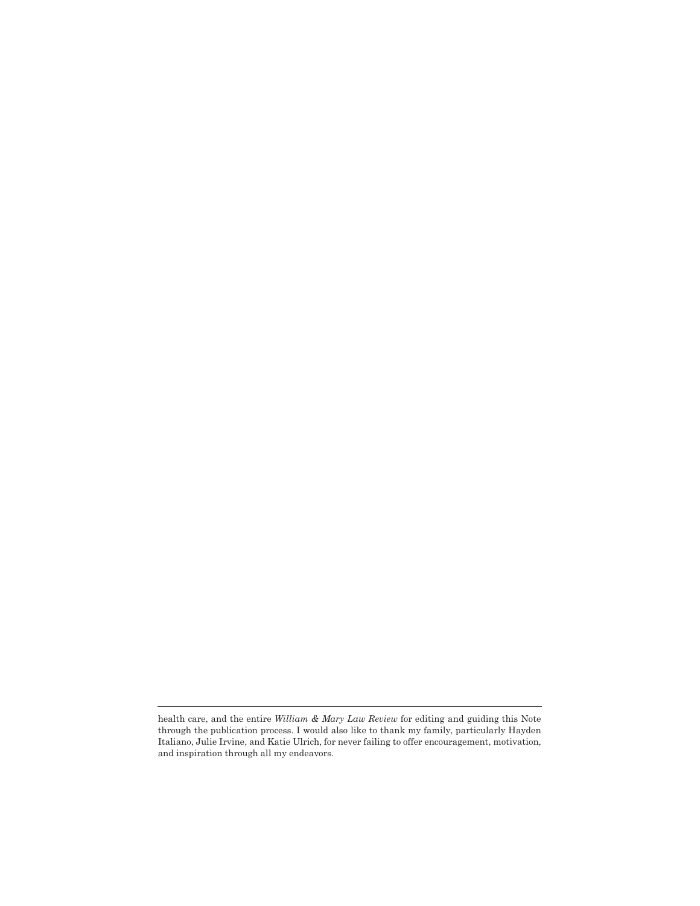health care, and the entire *William & Mary Law Review* for editing and guiding this Note through the publication process. I would also like to thank my family, particularly Hayden Italiano, Julie Irvine, and Katie Ulrich, for never failing to offer encouragement, motivation, and inspiration through all my endeavors.